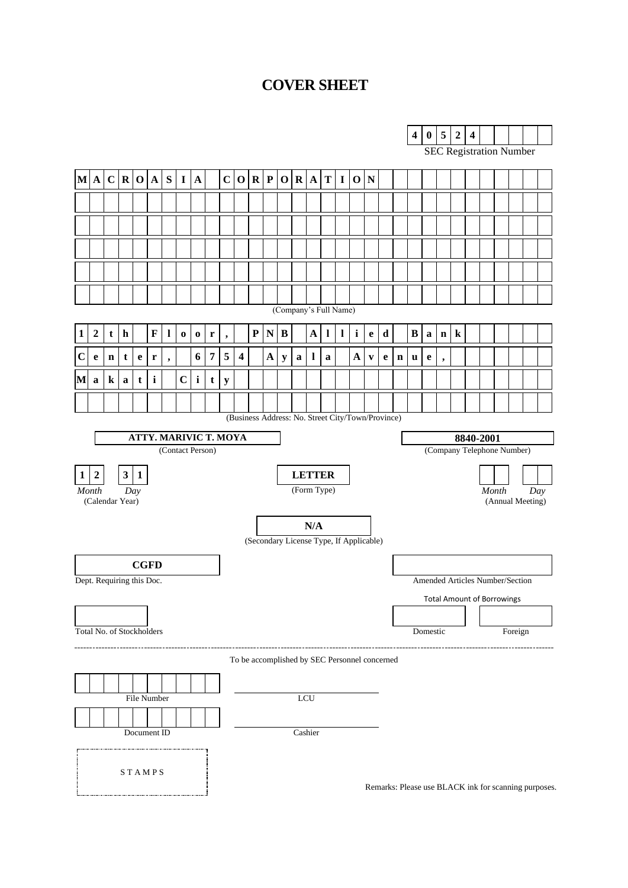# COVER SHEET

**4 0 5 2 4**

SEC Registration Number

**MACROASIA CORPORATION**

(Company's Full Name)

**12th Floor, PNB Allied Bank Center, 6754 Ayala Avenue, Makati City**

(Business Address: No. Street City/Town/Province)

| **ATTY. MARIVIC T. MOYA** | **8840-2001** |
|---|---|
| (Contact Person) | (Company Telephone Number) |

| **1 2** | **3 1** | **LETTER** | | |
|---|---|---|---|---|
| *Month* | *Day* | (Form Type) | *Month* | *Day* |
| (Calendar Year) | | | (Annual Meeting) | |

**N/A**

(Secondary License Type, If Applicable)

| **CGFD** | |
|---|---|
| Dept. Requiring this Doc. | Amended Articles Number/Section |

Total Amount of Borrowings

| | | |
|---|---|---|
| Total No. of Stockholders | Domestic | Foreign |

---

To be accomplished by SEC Personnel concerned

| | |
|---|---|
| File Number | LCU |
| Document ID | Cashier |

STAMPS

Remarks: Please use BLACK ink for scanning purposes.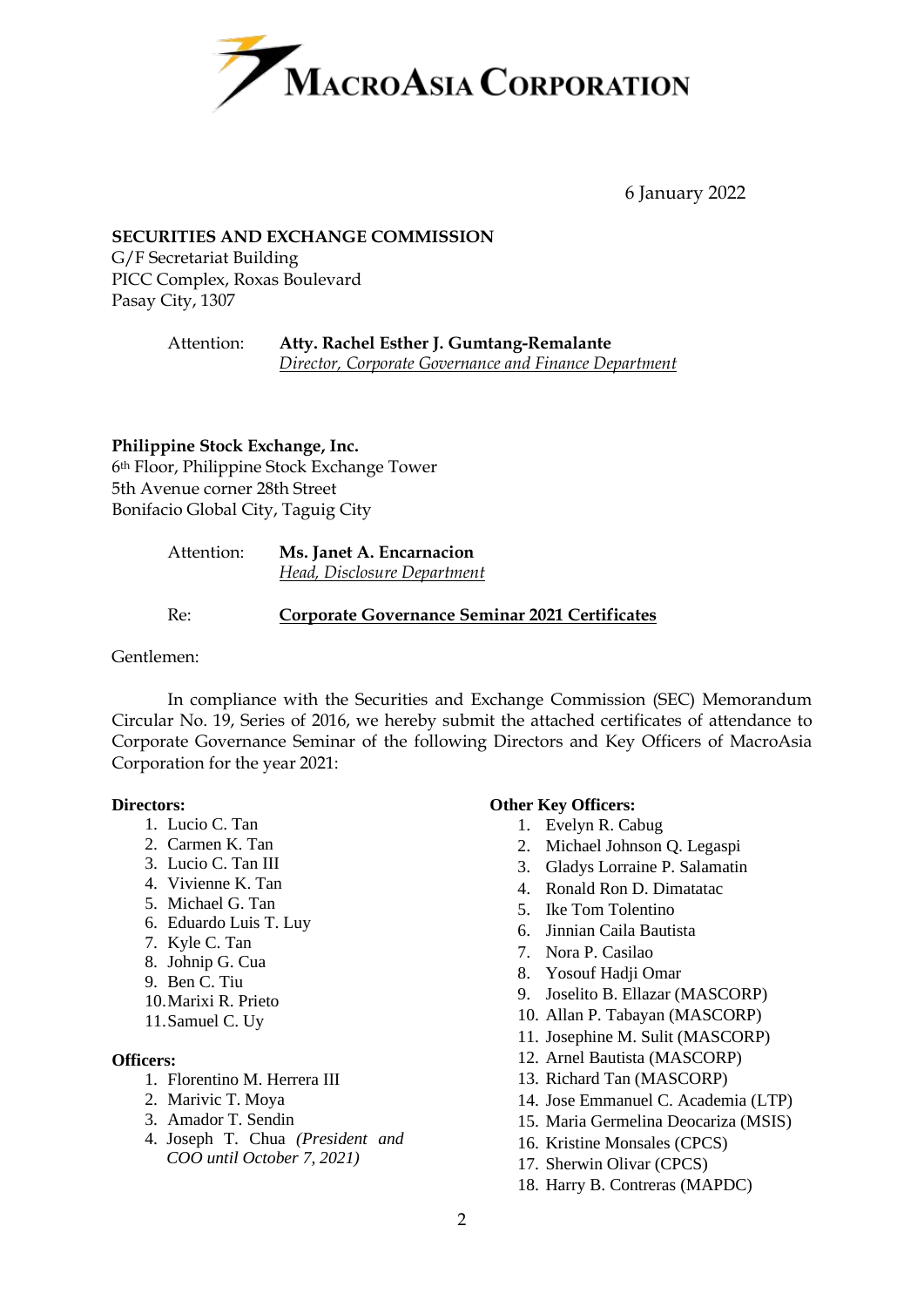# MacroAsia Corporation

6 January 2022

**SECURITIES AND EXCHANGE COMMISSION**
G/F Secretariat Building
PICC Complex, Roxas Boulevard
Pasay City, 1307

Attention: **Atty. Rachel Esther J. Gumtang-Remalante**
*Director, Corporate Governance and Finance Department*

**Philippine Stock Exchange, Inc.**
6th Floor, Philippine Stock Exchange Tower
5th Avenue corner 28th Street
Bonifacio Global City, Taguig City

Attention: **Ms. Janet A. Encarnacion**
*Head, Disclosure Department*

Re: **Corporate Governance Seminar 2021 Certificates**

Gentlemen:

In compliance with the Securities and Exchange Commission (SEC) Memorandum Circular No. 19, Series of 2016, we hereby submit the attached certificates of attendance to Corporate Governance Seminar of the following Directors and Key Officers of MacroAsia Corporation for the year 2021:

**Directors:**

1. Lucio C. Tan
2. Carmen K. Tan
3. Lucio C. Tan III
4. Vivienne K. Tan
5. Michael G. Tan
6. Eduardo Luis T. Luy
7. Kyle C. Tan
8. Johnip G. Cua
9. Ben C. Tiu
10. Marixi R. Prieto
11. Samuel C. Uy

**Officers:**

1. Florentino M. Herrera III
2. Marivic T. Moya
3. Amador T. Sendin
4. Joseph T. Chua *(President and COO until October 7, 2021)*

**Other Key Officers:**

1. Evelyn R. Cabug
2. Michael Johnson Q. Legaspi
3. Gladys Lorraine P. Salamatin
4. Ronald Ron D. Dimatatac
5. Ike Tom Tolentino
6. Jinnian Caila Bautista
7. Nora P. Casilao
8. Yosouf Hadji Omar
9. Joselito B. Ellazar (MASCORP)
10. Allan P. Tabayan (MASCORP)
11. Josephine M. Sulit (MASCORP)
12. Arnel Bautista (MASCORP)
13. Richard Tan (MASCORP)
14. Jose Emmanuel C. Academia (LTP)
15. Maria Germelina Deocariza (MSIS)
16. Kristine Monsales (CPCS)
17. Sherwin Olivar (CPCS)
18. Harry B. Contreras (MAPDC)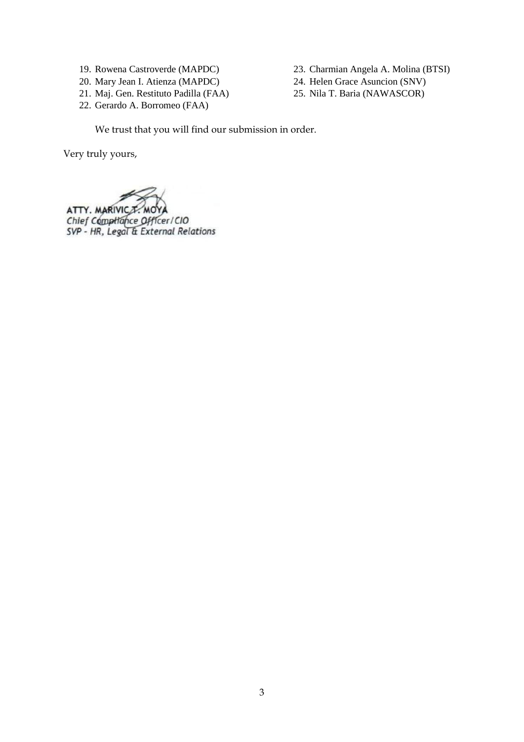19. Rowena Castroverde (MAPDC)
20. Mary Jean I. Atienza (MAPDC)
21. Maj. Gen. Restituto Padilla (FAA)
22. Gerardo A. Borromeo (FAA)
23. Charmian Angela A. Molina (BTSI)
24. Helen Grace Asuncion (SNV)
25. Nila T. Baria (NAWASCOR)

We trust that you will find our submission in order.

Very truly yours,

**ATTY. MARIVIC T. MOYA**
*Chief Compliance Officer/CIO*
*SVP - HR, Legal & External Relations*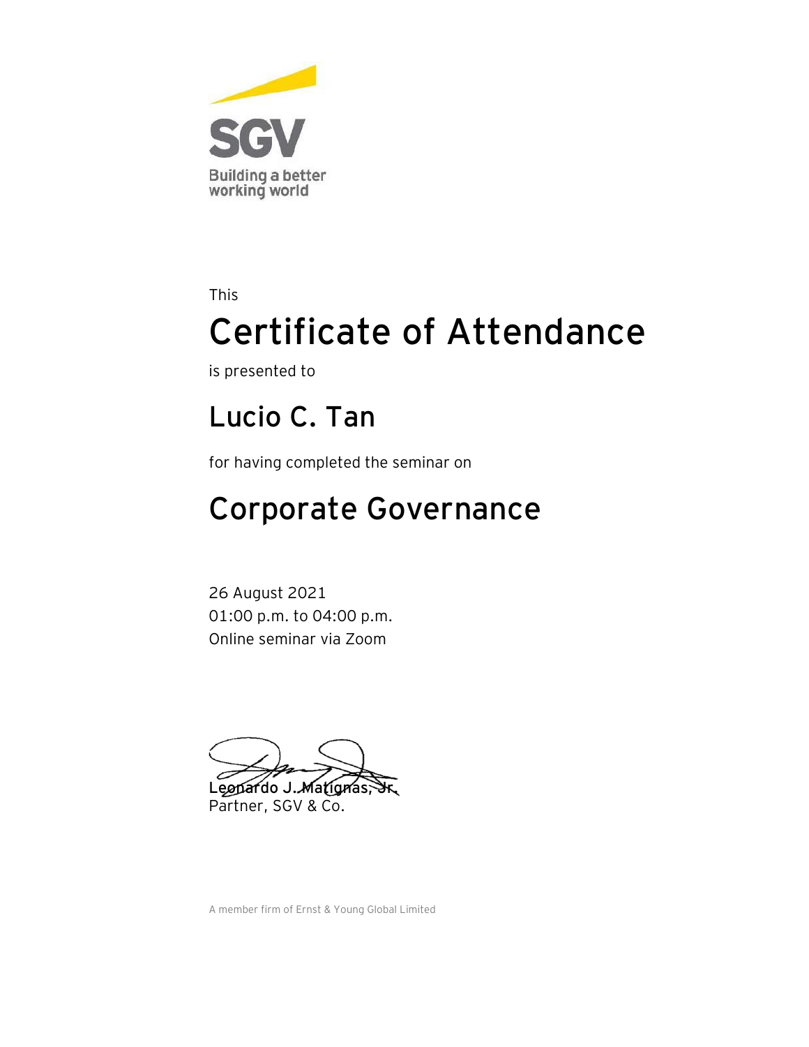SGV

Building a better working world

This

# Certificate of Attendance

is presented to

## Lucio C. Tan

for having completed the seminar on

## Corporate Governance

26 August 2021
01:00 p.m. to 04:00 p.m.
Online seminar via Zoom

Leonardo J. Matignas, Jr.
Partner, SGV & Co.

A member firm of Ernst & Young Global Limited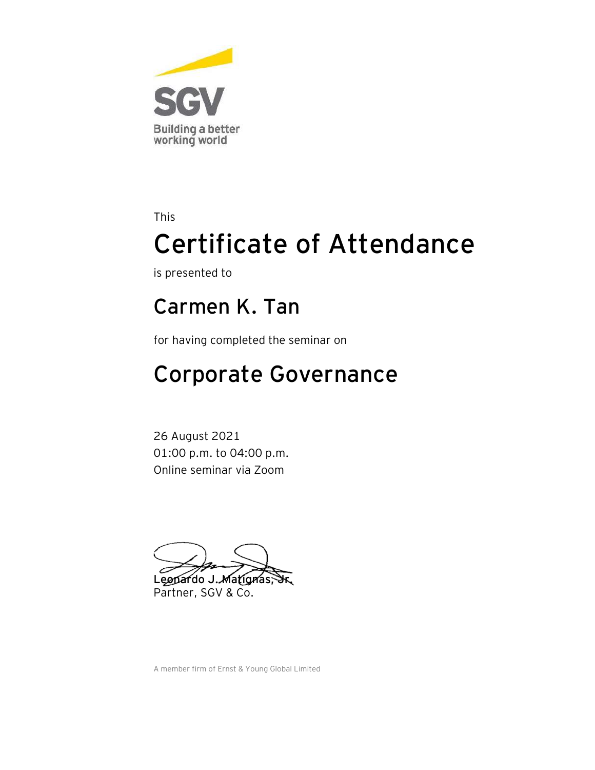SGV

Building a better working world

This

# Certificate of Attendance

is presented to

## Carmen K. Tan

for having completed the seminar on

## Corporate Governance

26 August 2021
01:00 p.m. to 04:00 p.m.
Online seminar via Zoom

**Leonardo J. Matignas, Jr.**
Partner, SGV & Co.

A member firm of Ernst & Young Global Limited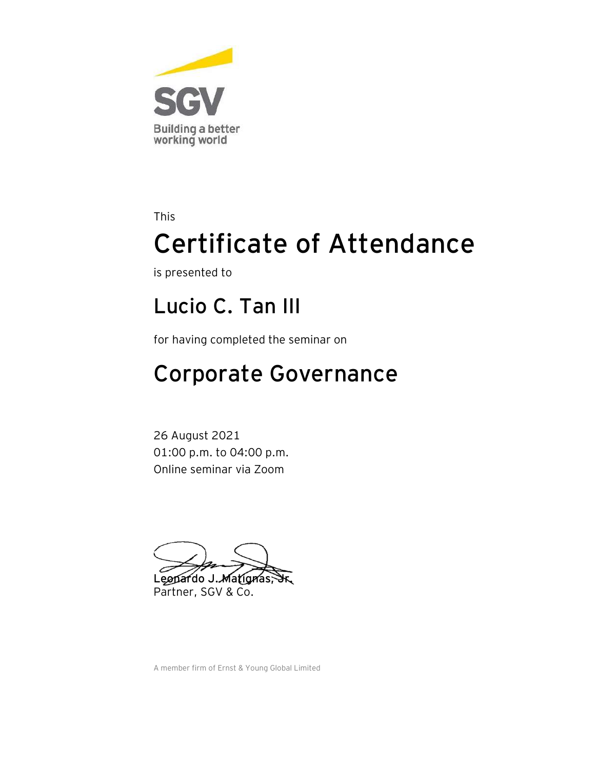SGV

Building a better working world

This

# Certificate of Attendance

is presented to

## Lucio C. Tan III

for having completed the seminar on

## Corporate Governance

26 August 2021
01:00 p.m. to 04:00 p.m.
Online seminar via Zoom

**Leonardo J. Matignas, Jr.**
Partner, SGV & Co.

A member firm of Ernst & Young Global Limited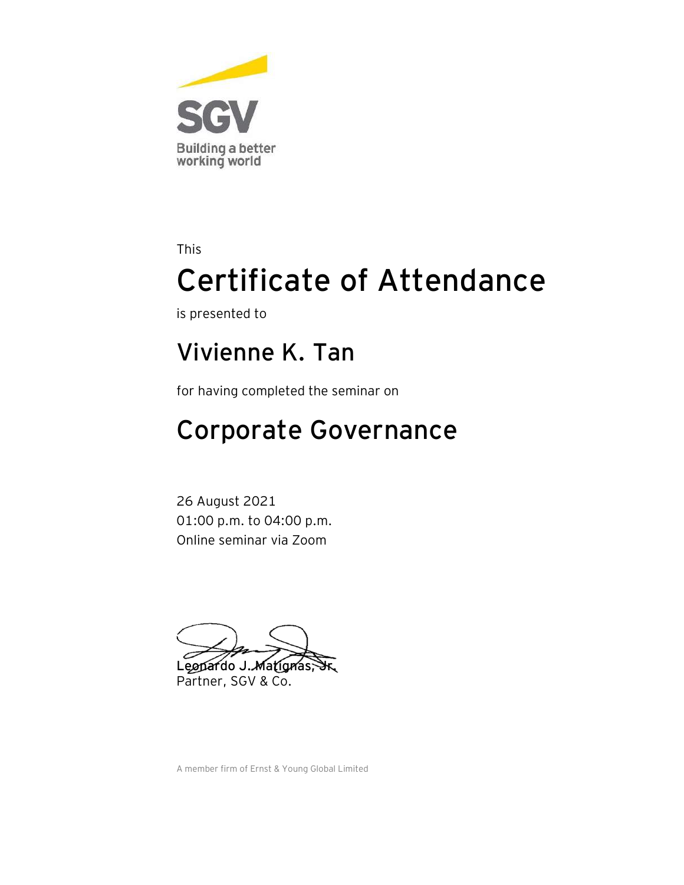SGV

Building a better working world

This

# Certificate of Attendance

is presented to

## Vivienne K. Tan

for having completed the seminar on

## Corporate Governance

26 August 2021
01:00 p.m. to 04:00 p.m.
Online seminar via Zoom

Leonardo J. Matignas, Jr.
Partner, SGV & Co.

A member firm of Ernst & Young Global Limited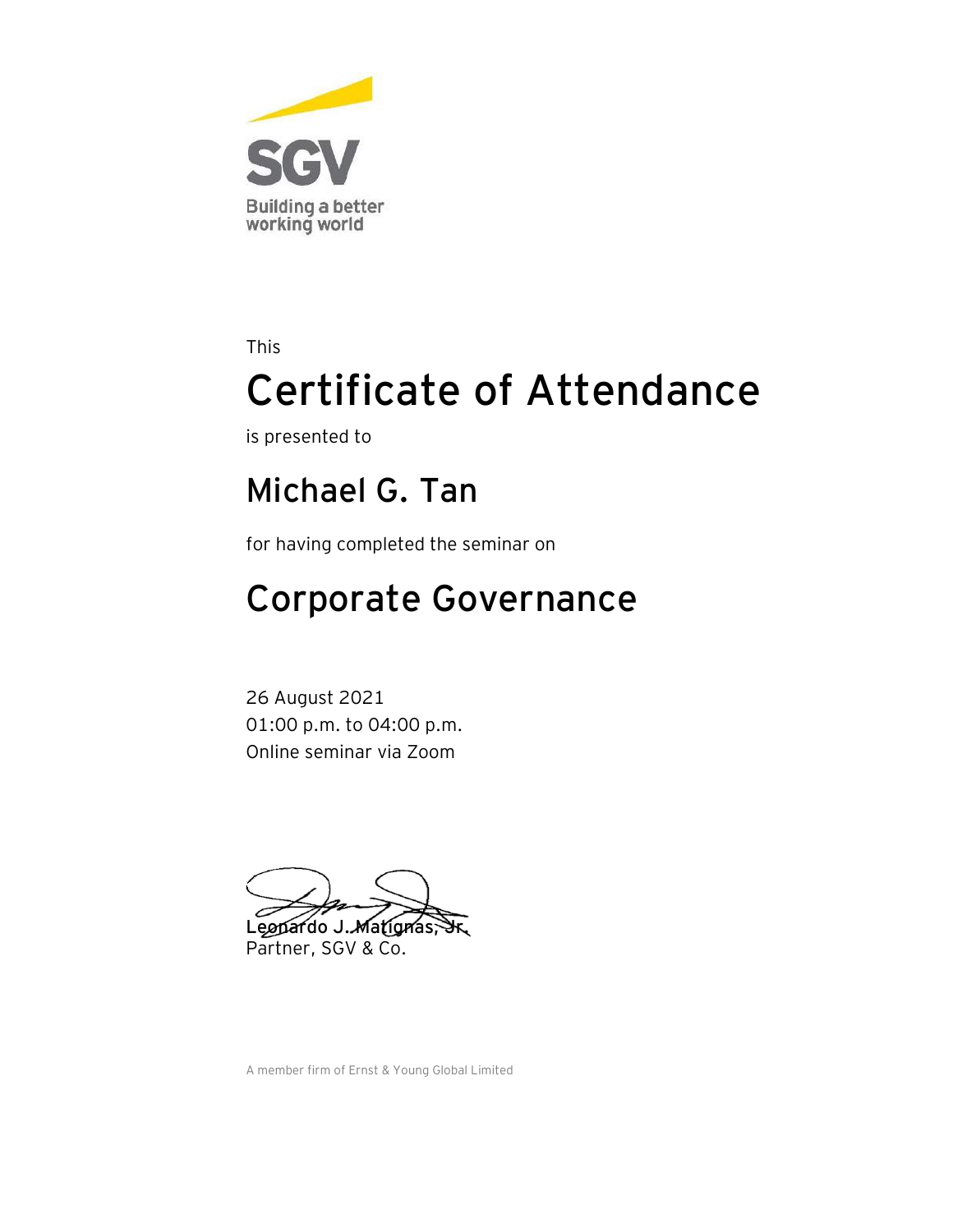SGV

Building a better working world

This

# Certificate of Attendance

is presented to

## Michael G. Tan

for having completed the seminar on

## Corporate Governance

26 August 2021
01:00 p.m. to 04:00 p.m.
Online seminar via Zoom

Leonardo J. Matignas, Jr.
Partner, SGV & Co.

A member firm of Ernst & Young Global Limited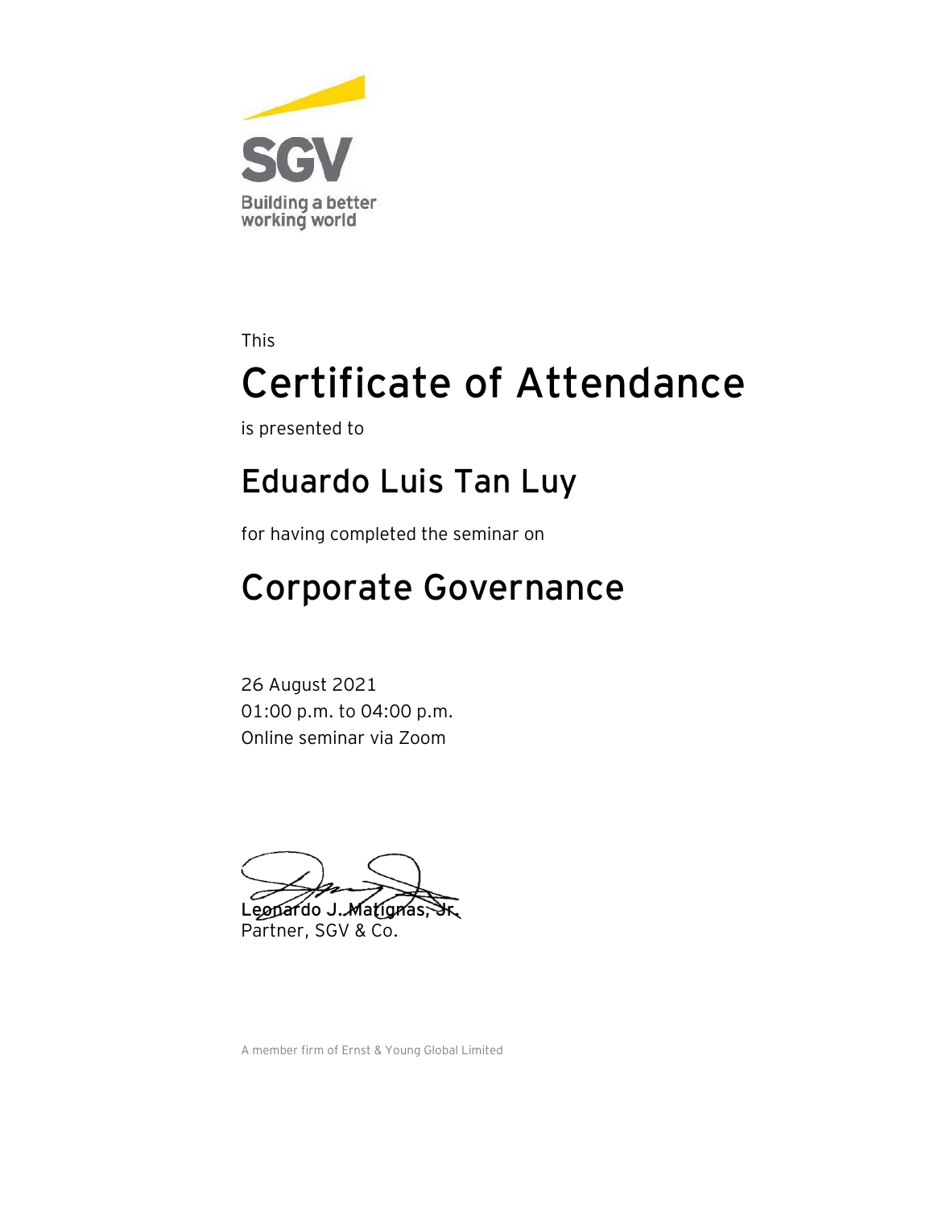SGV

Building a better working world

This

# Certificate of Attendance

is presented to

## Eduardo Luis Tan Luy

for having completed the seminar on

## Corporate Governance

26 August 2021
01:00 p.m. to 04:00 p.m.
Online seminar via Zoom

**Leonardo J. Matignas, Jr.**
Partner, SGV & Co.

A member firm of Ernst & Young Global Limited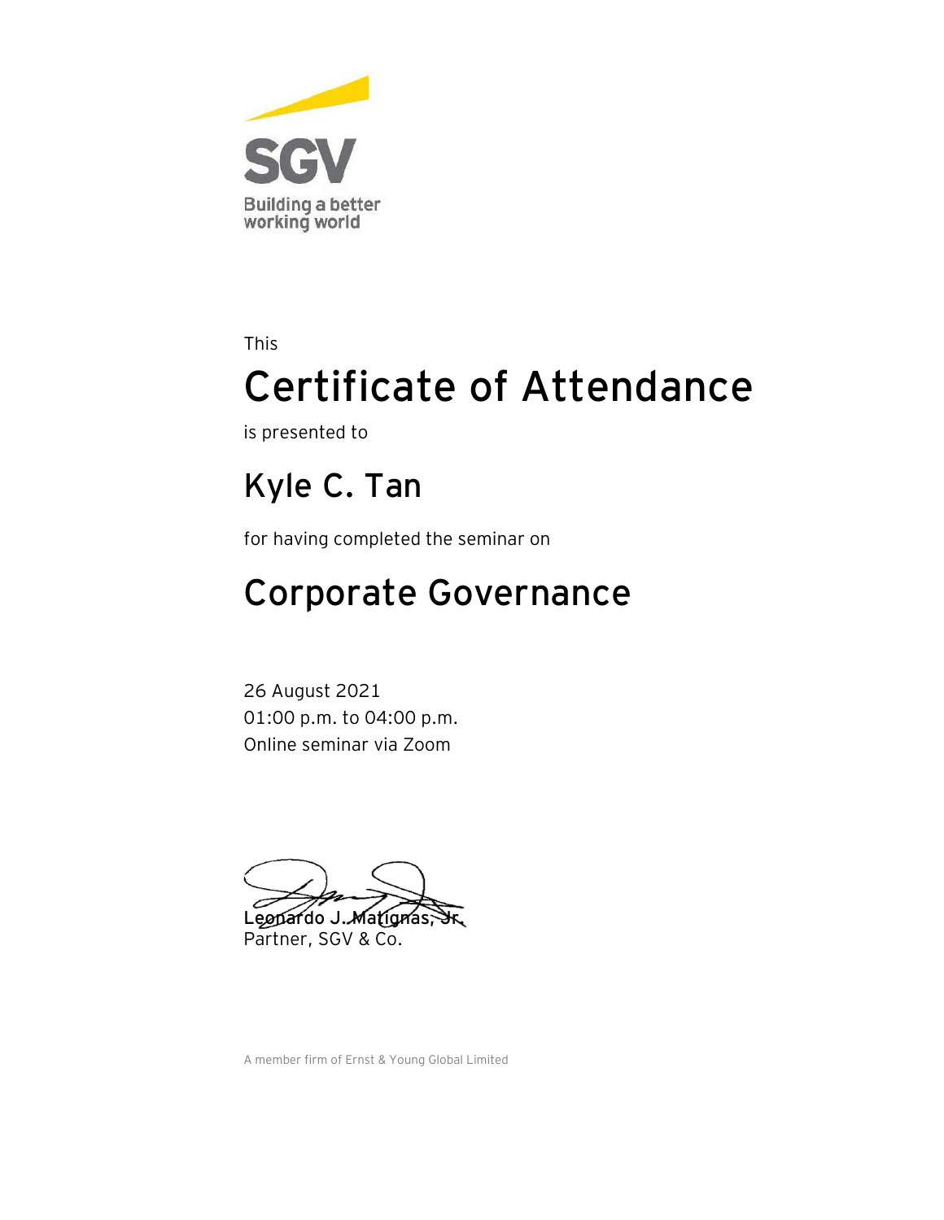SGV

Building a better working world

This

# Certificate of Attendance

is presented to

## Kyle C. Tan

for having completed the seminar on

## Corporate Governance

26 August 2021
01:00 p.m. to 04:00 p.m.
Online seminar via Zoom

**Leonardo J. Matignas, Jr.**
Partner, SGV & Co.

A member firm of Ernst & Young Global Limited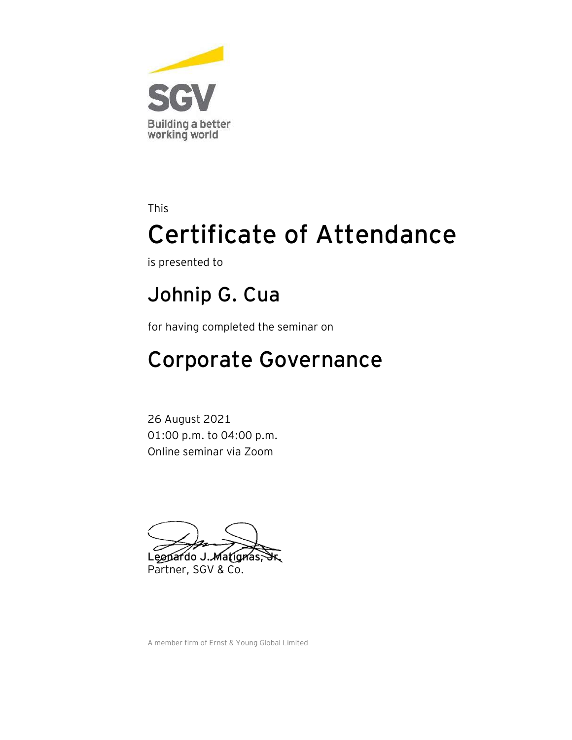SGV

Building a better working world

This

# Certificate of Attendance

is presented to

## Johnip G. Cua

for having completed the seminar on

## Corporate Governance

26 August 2021
01:00 p.m. to 04:00 p.m.
Online seminar via Zoom

**Leonardo J. Matignas, Jr.**
Partner, SGV & Co.

A member firm of Ernst & Young Global Limited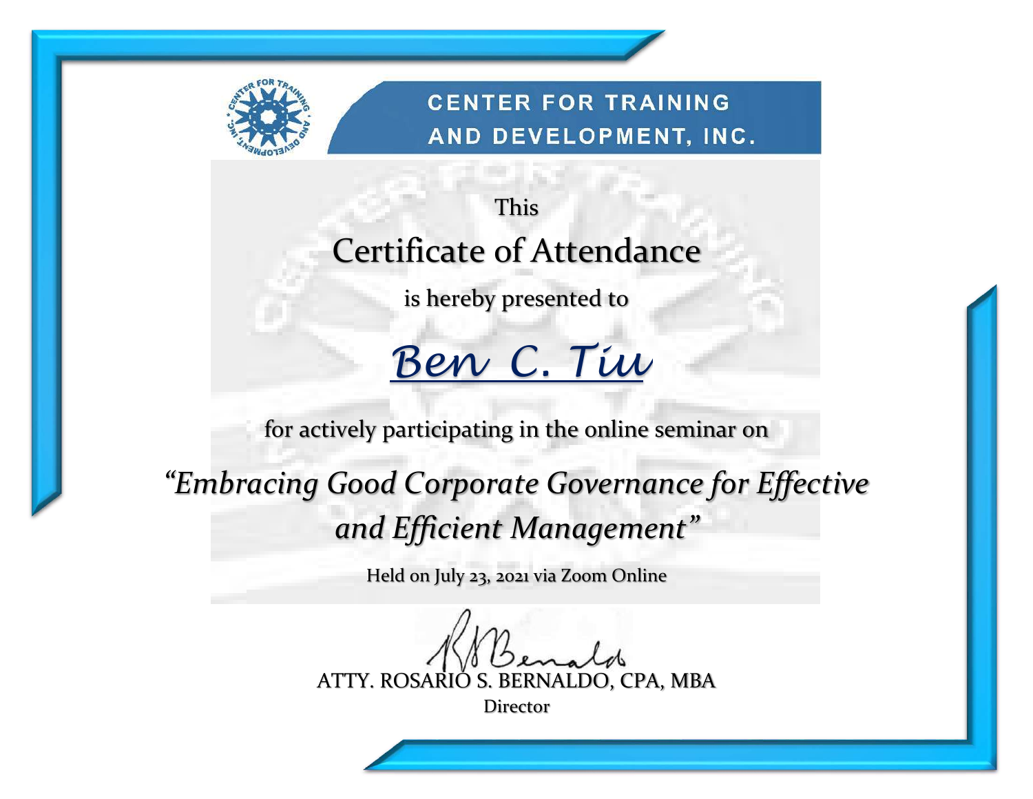**CENTER FOR TRAINING AND DEVELOPMENT, INC.**

This

# Certificate of Attendance

is hereby presented to

*Ben C. Tiu*

for actively participating in the online seminar on

*"Embracing Good Corporate Governance for Effective and Efficient Management"*

Held on July 23, 2021 via Zoom Online

ATTY. ROSARIO S. BERNALDO, CPA, MBA
Director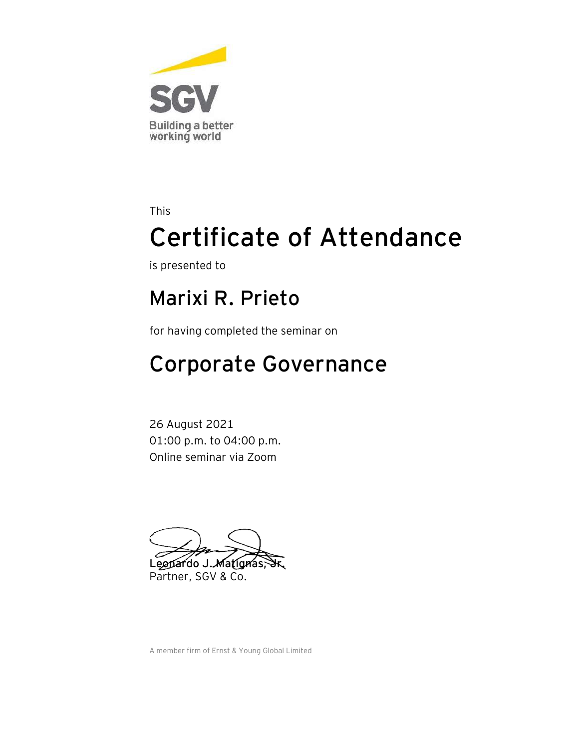SGV

Building a better working world

This

# Certificate of Attendance

is presented to

## Marixi R. Prieto

for having completed the seminar on

## Corporate Governance

26 August 2021
01:00 p.m. to 04:00 p.m.
Online seminar via Zoom

**Leonardo J. Matignas, Jr.**
Partner, SGV & Co.

A member firm of Ernst & Young Global Limited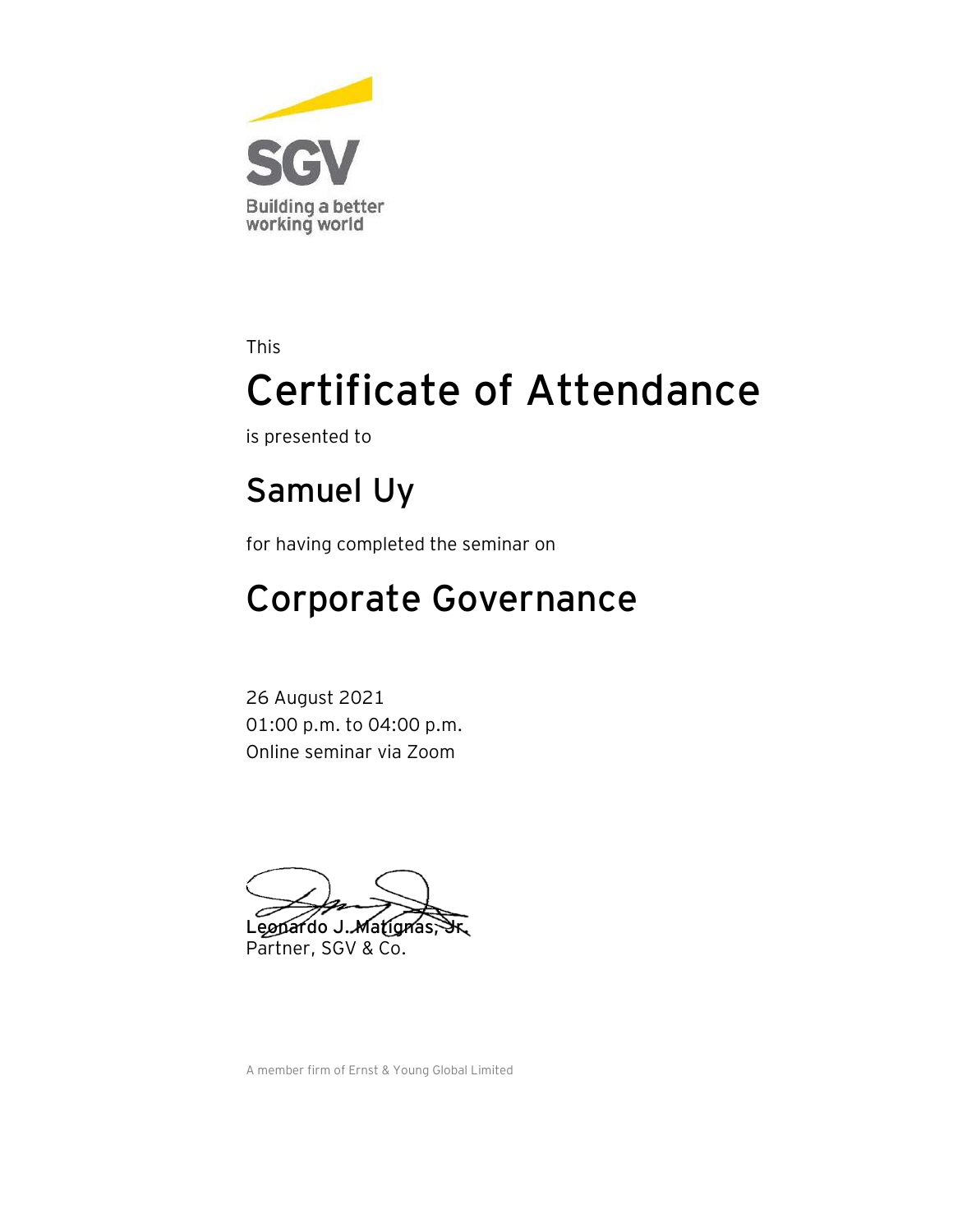SGV

Building a better working world

This

# Certificate of Attendance

is presented to

## Samuel Uy

for having completed the seminar on

## Corporate Governance

26 August 2021
01:00 p.m. to 04:00 p.m.
Online seminar via Zoom

**Leonardo J. Matignas, Jr.**
Partner, SGV & Co.

A member firm of Ernst & Young Global Limited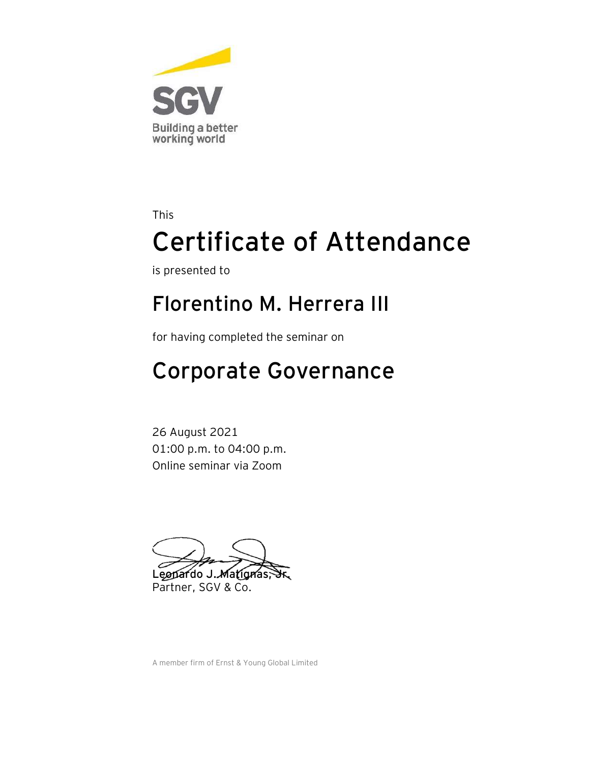SGV

Building a better working world

This

# Certificate of Attendance

is presented to

## Florentino M. Herrera III

for having completed the seminar on

## Corporate Governance

26 August 2021
01:00 p.m. to 04:00 p.m.
Online seminar via Zoom

**Leonardo J. Matignas, Jr.**
Partner, SGV & Co.

A member firm of Ernst & Young Global Limited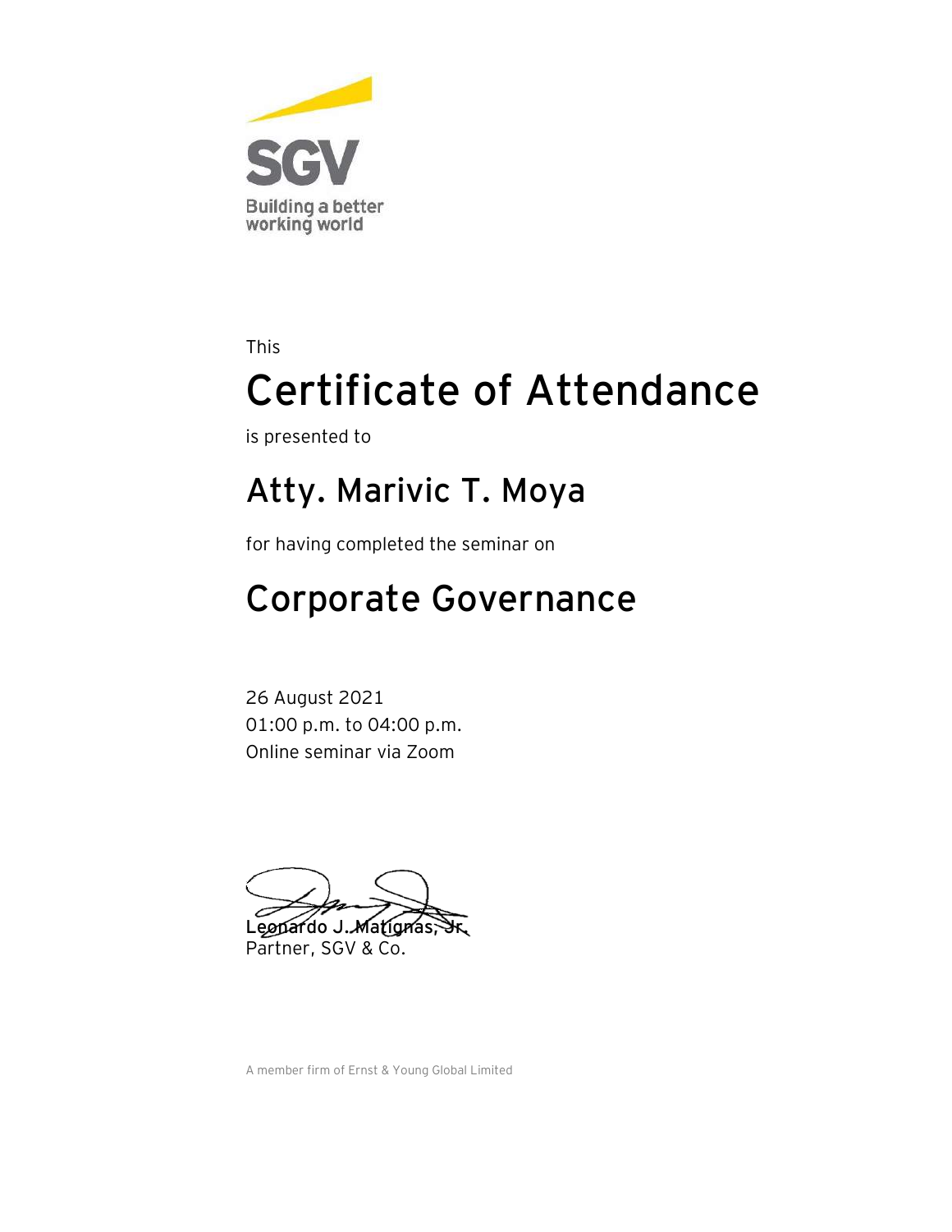SGV

Building a better working world

This

# Certificate of Attendance

is presented to

## Atty. Marivic T. Moya

for having completed the seminar on

## Corporate Governance

26 August 2021
01:00 p.m. to 04:00 p.m.
Online seminar via Zoom

Leonardo J. Matignas, Jr.
Partner, SGV & Co.

A member firm of Ernst & Young Global Limited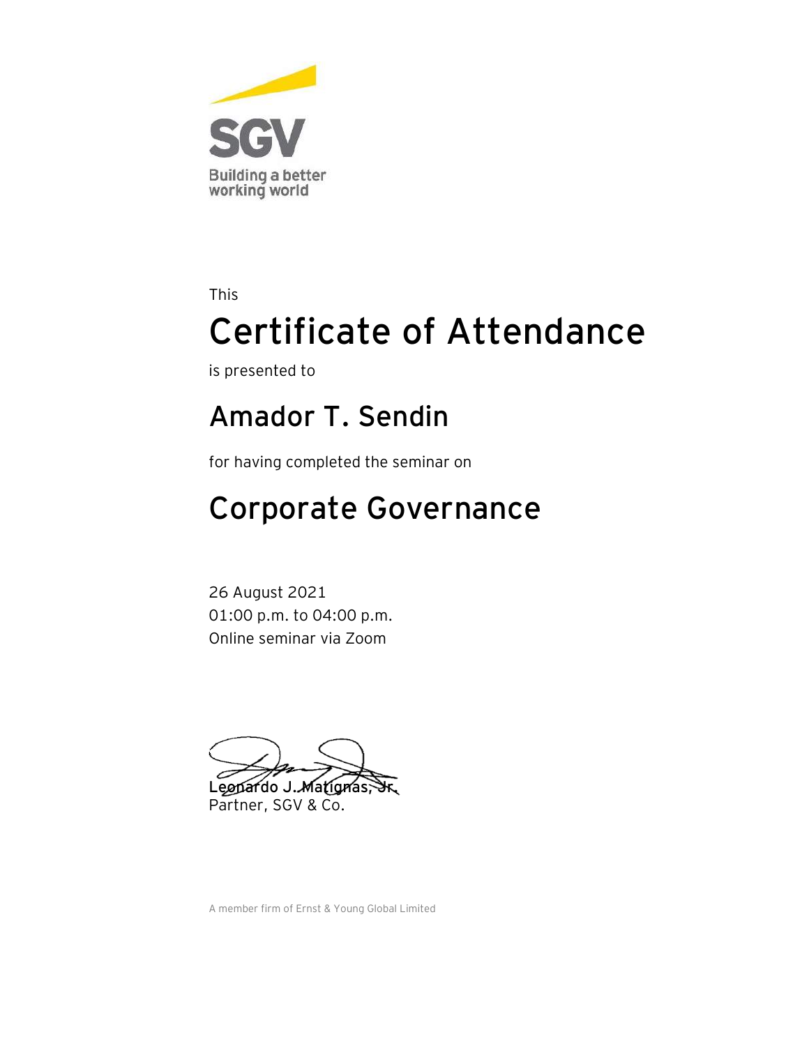SGV

Building a better working world

This

# Certificate of Attendance

is presented to

## Amador T. Sendin

for having completed the seminar on

## Corporate Governance

26 August 2021
01:00 p.m. to 04:00 p.m.
Online seminar via Zoom

**Leonardo J. Matignas, Jr.**
Partner, SGV & Co.

A member firm of Ernst & Young Global Limited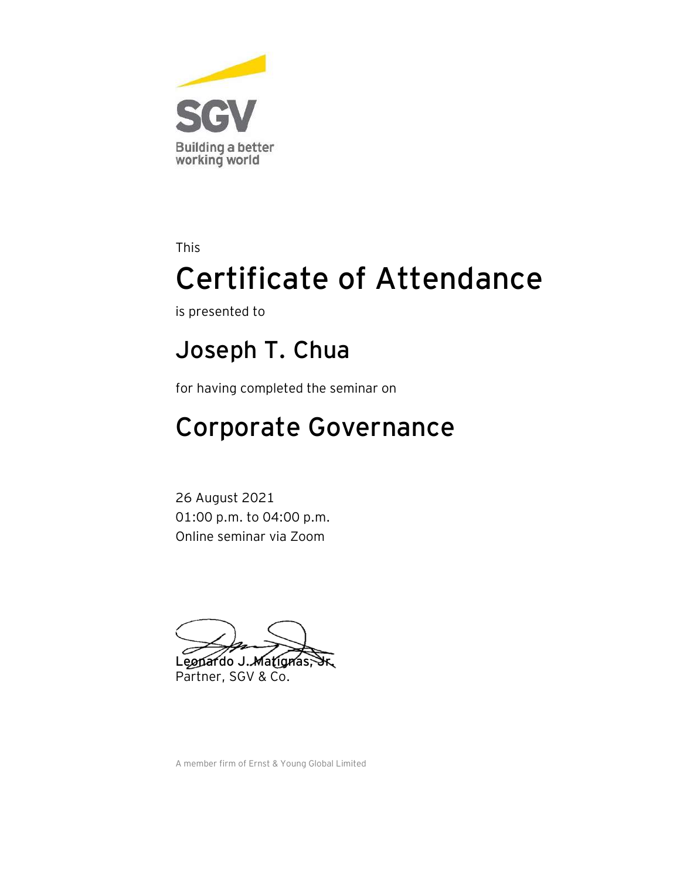SGV

Building a better working world

This

# Certificate of Attendance

is presented to

## Joseph T. Chua

for having completed the seminar on

## Corporate Governance

26 August 2021
01:00 p.m. to 04:00 p.m.
Online seminar via Zoom

**Leonardo J. Matignas, Jr.**
Partner, SGV & Co.

A member firm of Ernst & Young Global Limited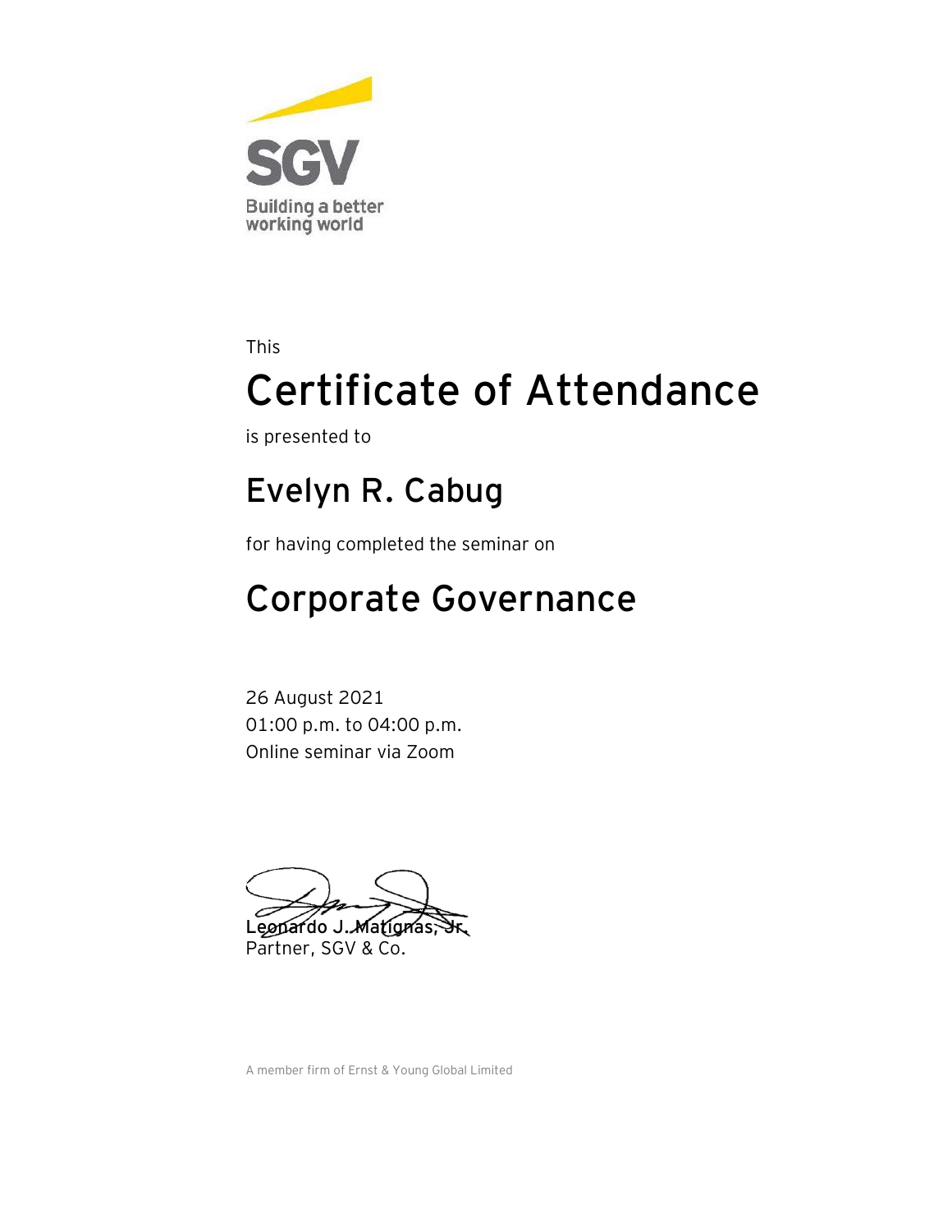SGV

Building a better working world

This

# Certificate of Attendance

is presented to

## Evelyn R. Cabug

for having completed the seminar on

## Corporate Governance

26 August 2021
01:00 p.m. to 04:00 p.m.
Online seminar via Zoom

**Leonardo J. Matignas, Jr.**
Partner, SGV & Co.

A member firm of Ernst & Young Global Limited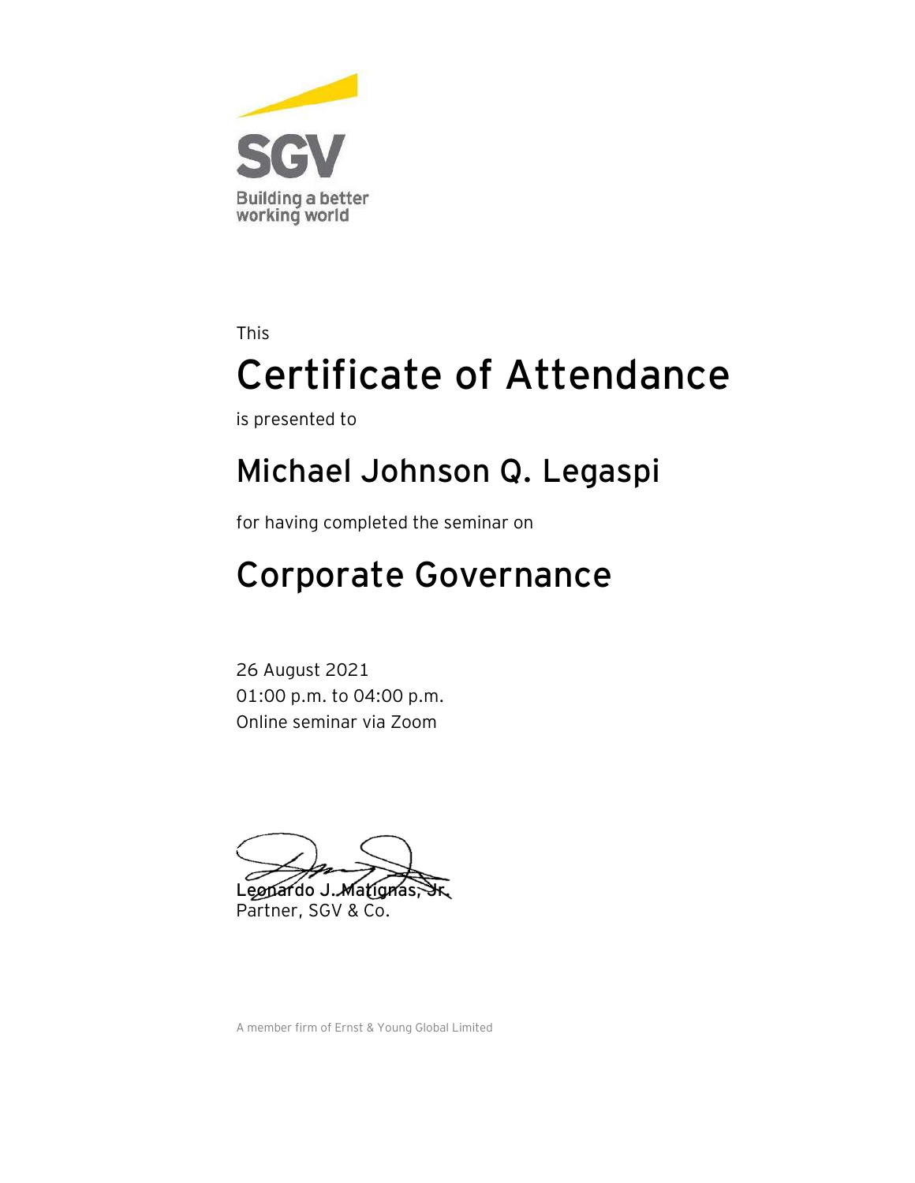SGV

Building a better working world

This

# Certificate of Attendance

is presented to

## Michael Johnson Q. Legaspi

for having completed the seminar on

## Corporate Governance

26 August 2021
01:00 p.m. to 04:00 p.m.
Online seminar via Zoom

**Leonardo J. Matignas, Jr.**
Partner, SGV & Co.

A member firm of Ernst & Young Global Limited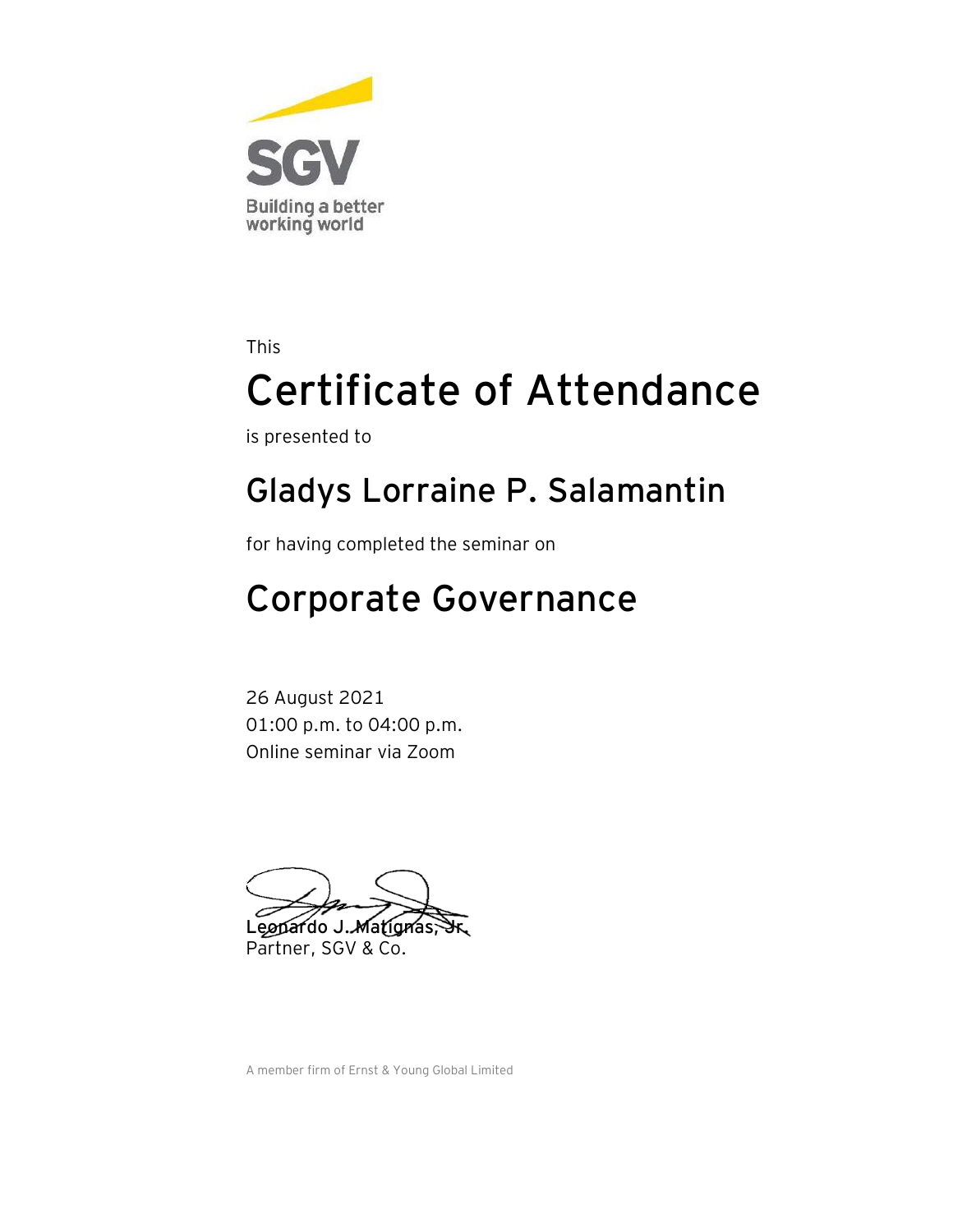SGV

Building a better working world

This

# Certificate of Attendance

is presented to

## Gladys Lorraine P. Salamantin

for having completed the seminar on

## Corporate Governance

26 August 2021
01:00 p.m. to 04:00 p.m.
Online seminar via Zoom

**Leonardo J. Matignas, Jr.**
Partner, SGV & Co.

A member firm of Ernst & Young Global Limited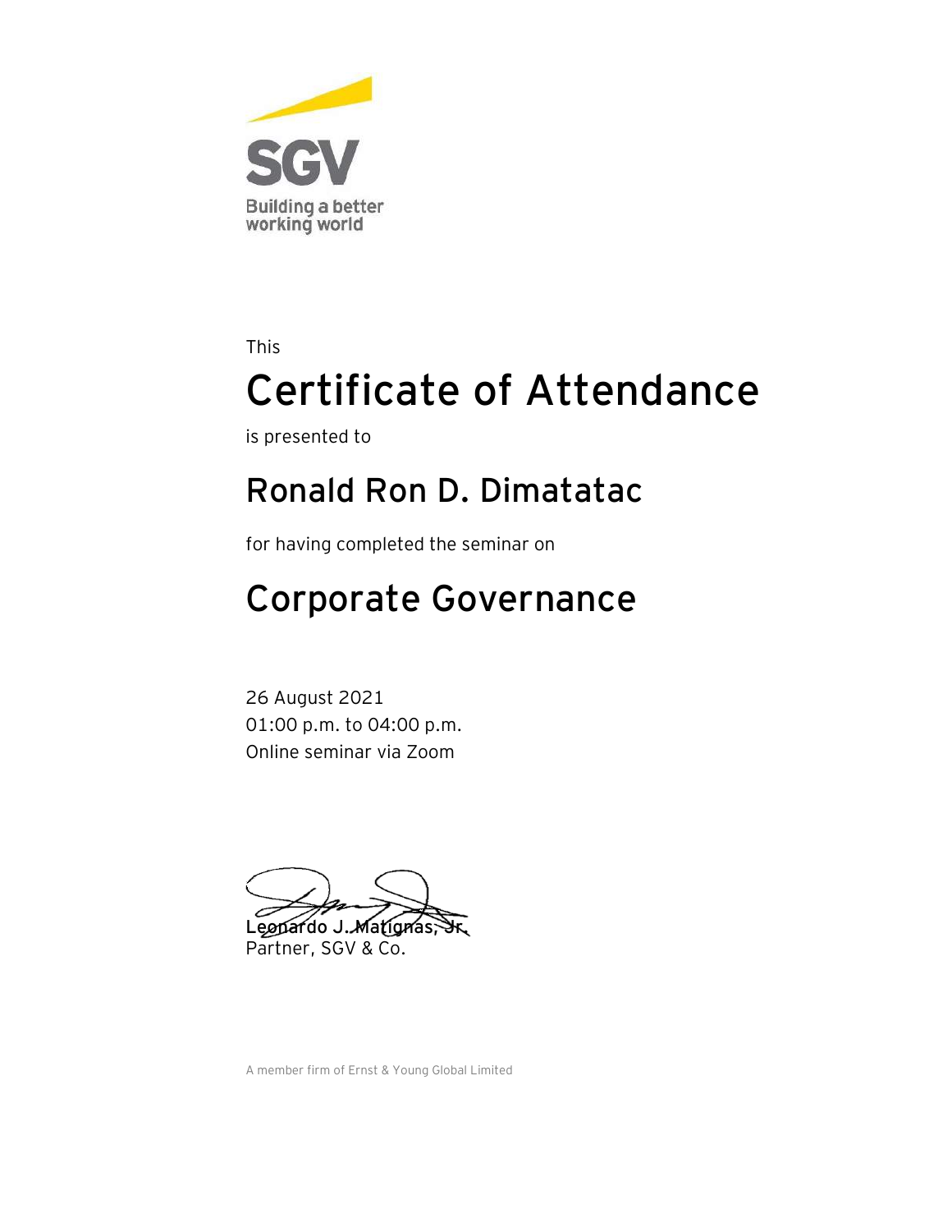SGV

Building a better working world

This

# Certificate of Attendance

is presented to

## Ronald Ron D. Dimatatac

for having completed the seminar on

## Corporate Governance

26 August 2021
01:00 p.m. to 04:00 p.m.
Online seminar via Zoom

**Leonardo J. Matignas, Jr.**
Partner, SGV & Co.

A member firm of Ernst & Young Global Limited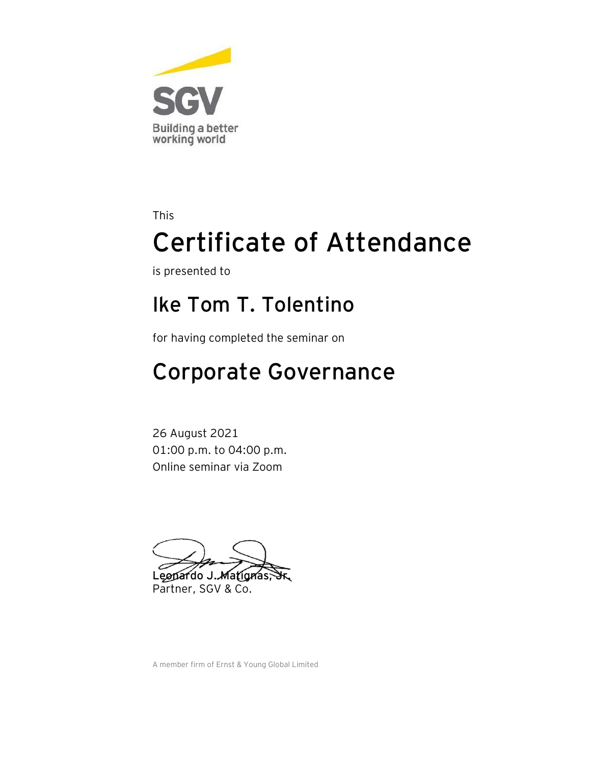SGV

Building a better working world

This

# Certificate of Attendance

is presented to

## Ike Tom T. Tolentino

for having completed the seminar on

## Corporate Governance

26 August 2021
01:00 p.m. to 04:00 p.m.
Online seminar via Zoom

**Leonardo J. Matignas, Jr.**
Partner, SGV & Co.

A member firm of Ernst & Young Global Limited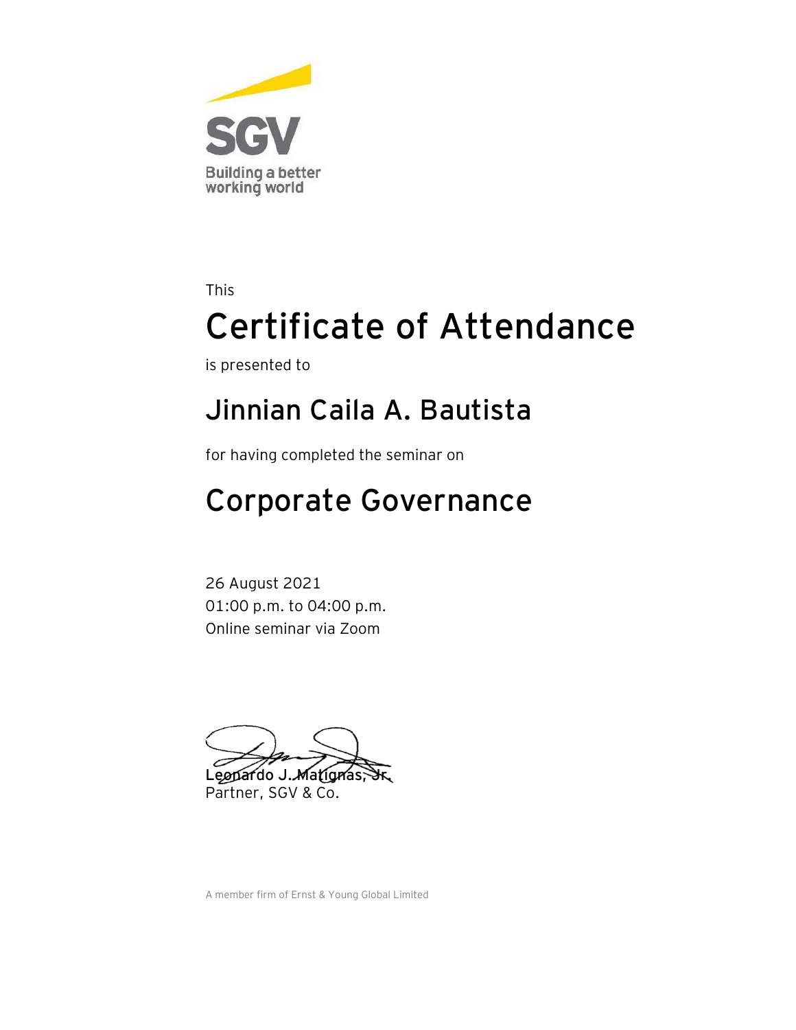SGV

Building a better working world

This

# Certificate of Attendance

is presented to

## Jinnian Caila A. Bautista

for having completed the seminar on

## Corporate Governance

26 August 2021
01:00 p.m. to 04:00 p.m.
Online seminar via Zoom

**Leonardo J. Matignas, Jr.**
Partner, SGV & Co.

A member firm of Ernst & Young Global Limited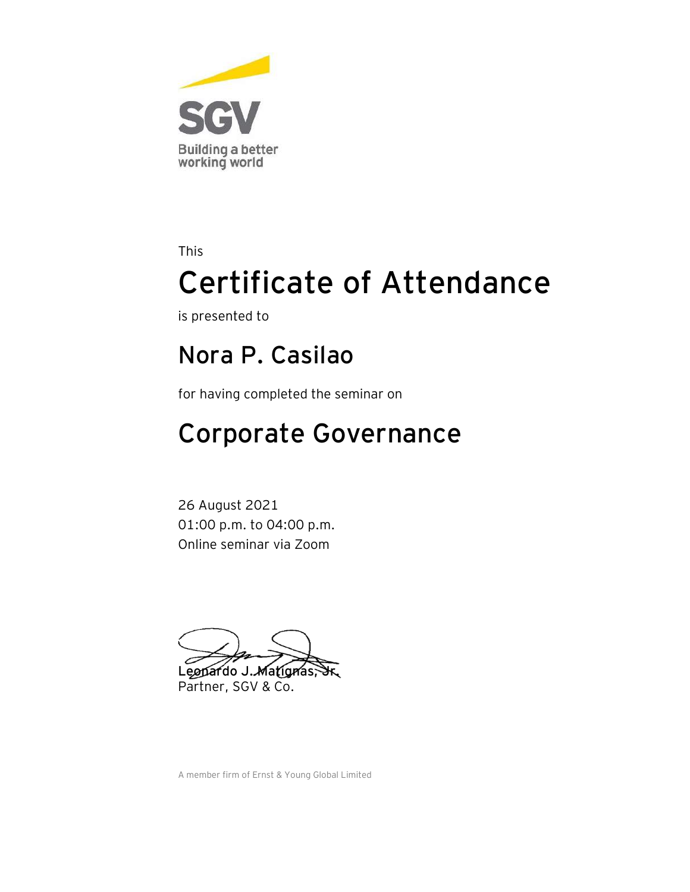SGV

Building a better working world

This

# Certificate of Attendance

is presented to

## Nora P. Casilao

for having completed the seminar on

## Corporate Governance

26 August 2021
01:00 p.m. to 04:00 p.m.
Online seminar via Zoom

**Leonardo J. Matignas, Jr.**
Partner, SGV & Co.

A member firm of Ernst & Young Global Limited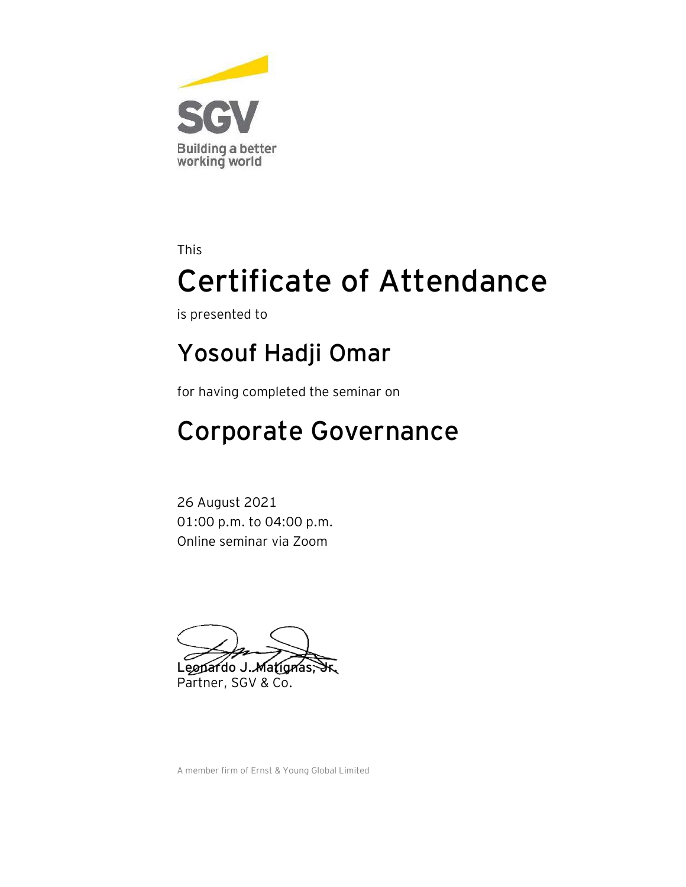SGV

Building a better working world

This

# Certificate of Attendance

is presented to

## Yosouf Hadji Omar

for having completed the seminar on

## Corporate Governance

26 August 2021
01:00 p.m. to 04:00 p.m.
Online seminar via Zoom

Leonardo J. Matignas, Jr.
Partner, SGV & Co.

A member firm of Ernst & Young Global Limited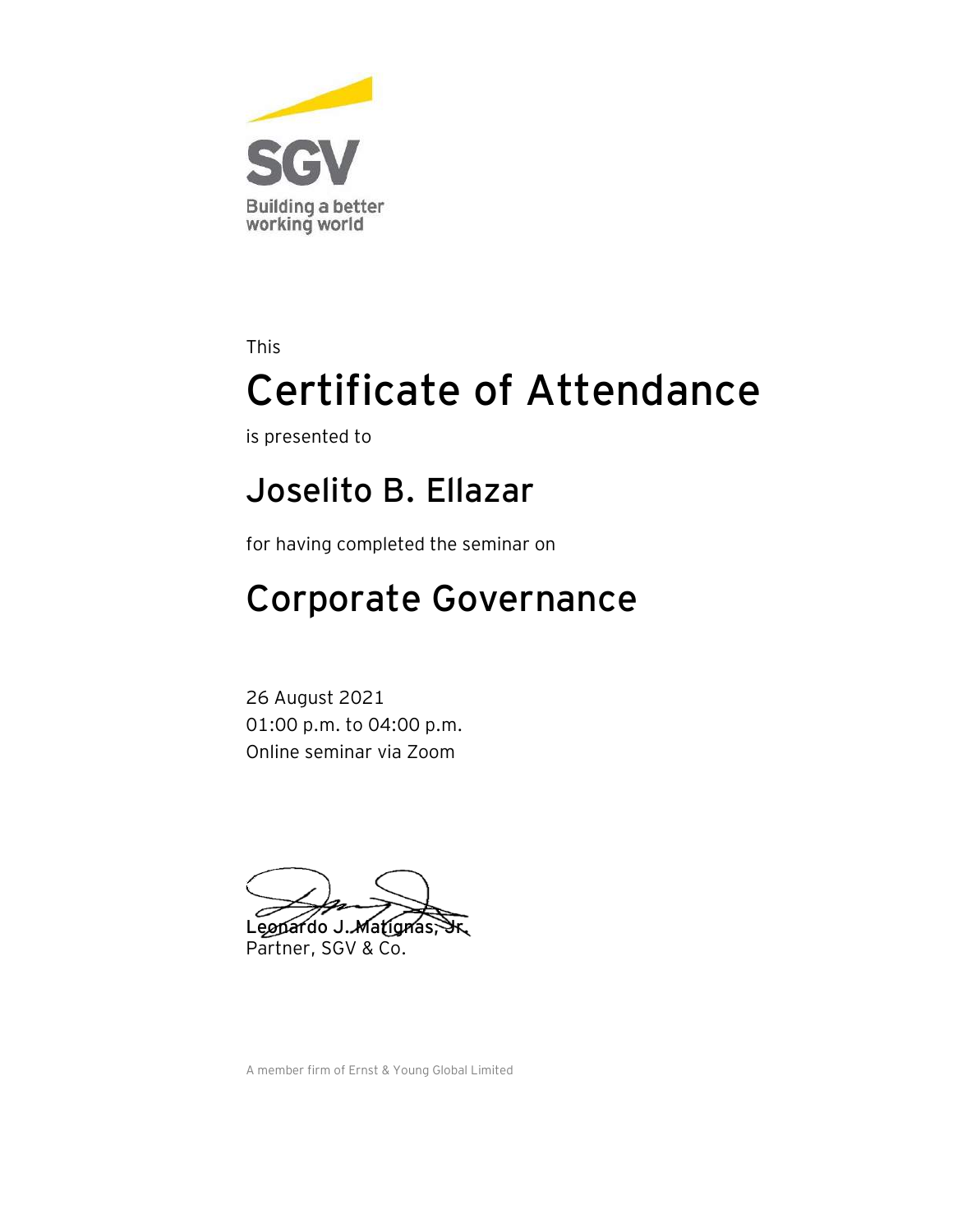SGV

Building a better working world

This

# Certificate of Attendance

is presented to

## Joselito B. Ellazar

for having completed the seminar on

## Corporate Governance

26 August 2021
01:00 p.m. to 04:00 p.m.
Online seminar via Zoom

**Leonardo J. Matignas, Jr.**
Partner, SGV & Co.

A member firm of Ernst & Young Global Limited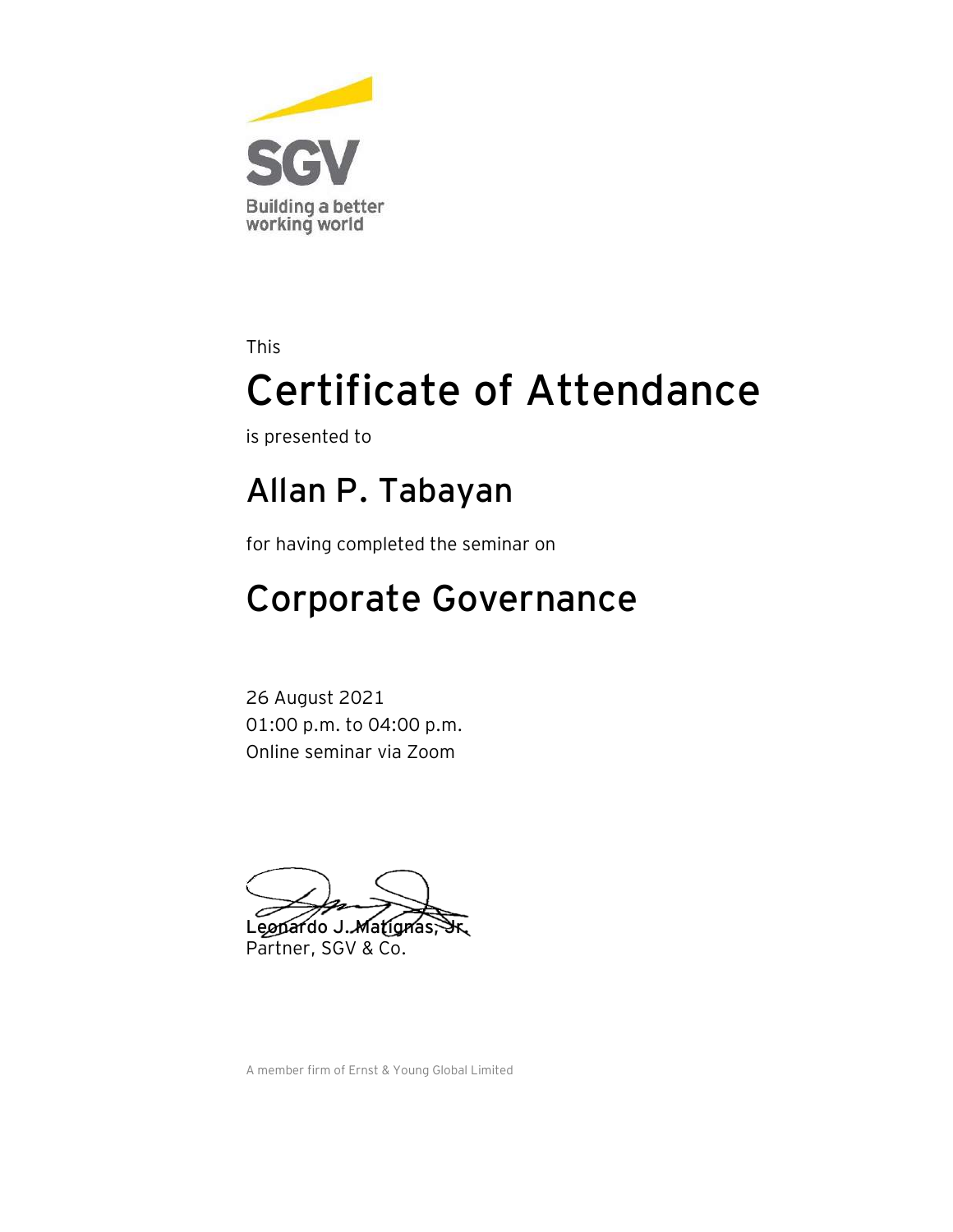SGV

Building a better working world

This

# Certificate of Attendance

is presented to

## Allan P. Tabayan

for having completed the seminar on

## Corporate Governance

26 August 2021
01:00 p.m. to 04:00 p.m.
Online seminar via Zoom

**Leonardo J. Matignas, Jr.**
Partner, SGV & Co.

A member firm of Ernst & Young Global Limited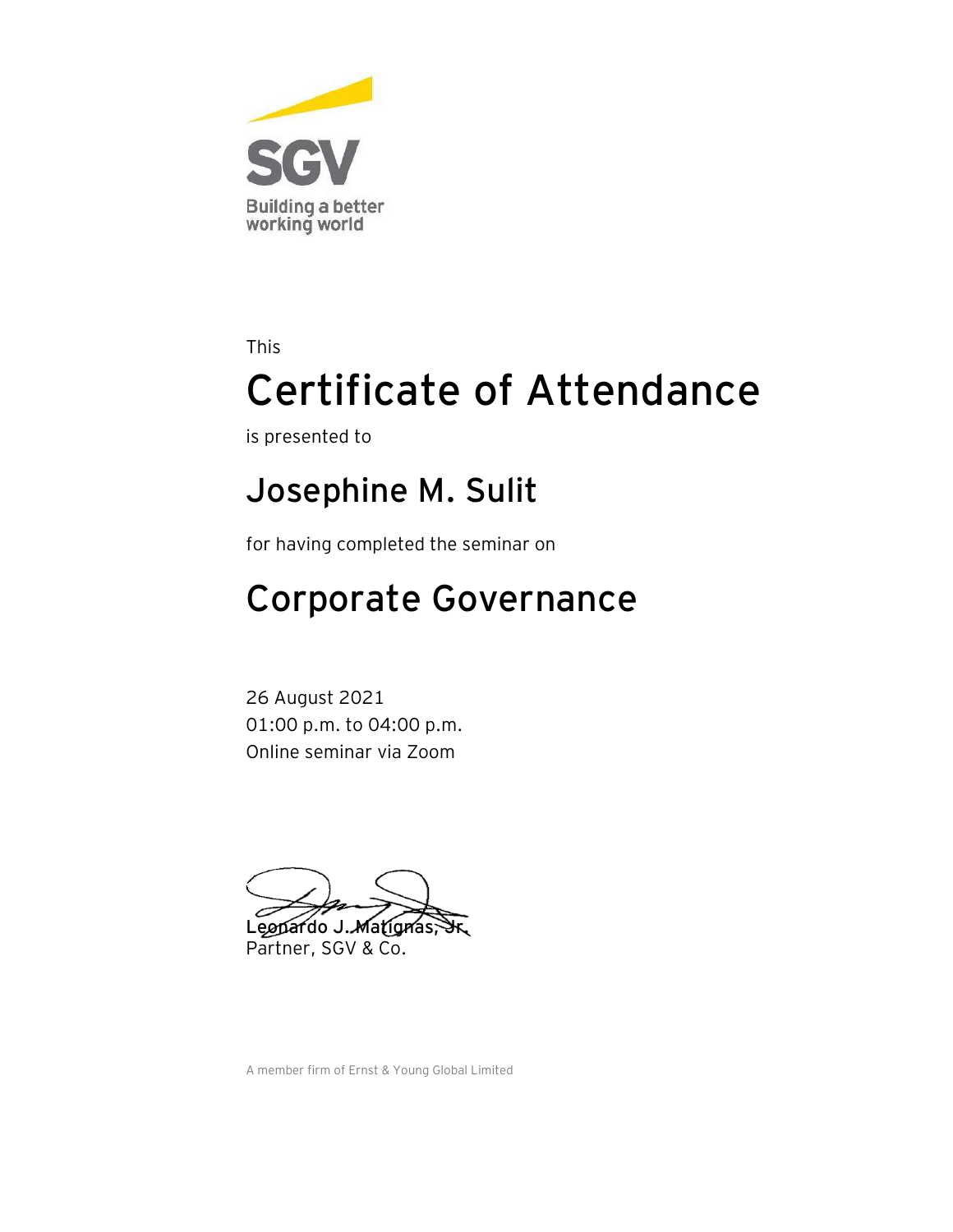SGV

Building a better working world

This

# Certificate of Attendance

is presented to

## Josephine M. Sulit

for having completed the seminar on

## Corporate Governance

26 August 2021
01:00 p.m. to 04:00 p.m.
Online seminar via Zoom

**Leonardo J. Matignas, Jr.**
Partner, SGV & Co.

A member firm of Ernst & Young Global Limited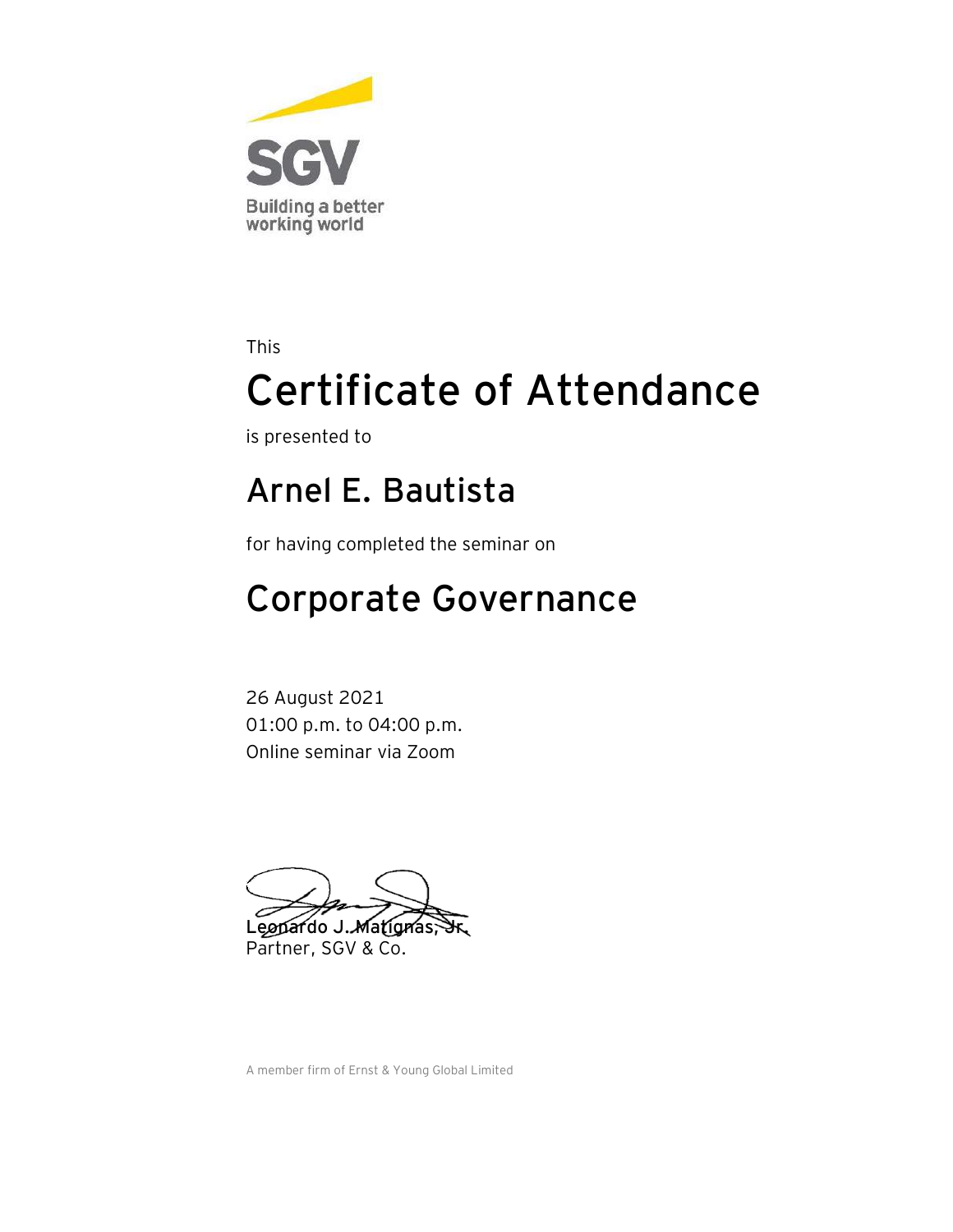SGV

Building a better working world

This

# Certificate of Attendance

is presented to

## Arnel E. Bautista

for having completed the seminar on

## Corporate Governance

26 August 2021
01:00 p.m. to 04:00 p.m.
Online seminar via Zoom

Leonardo J. Matignas, Jr.
Partner, SGV & Co.

A member firm of Ernst & Young Global Limited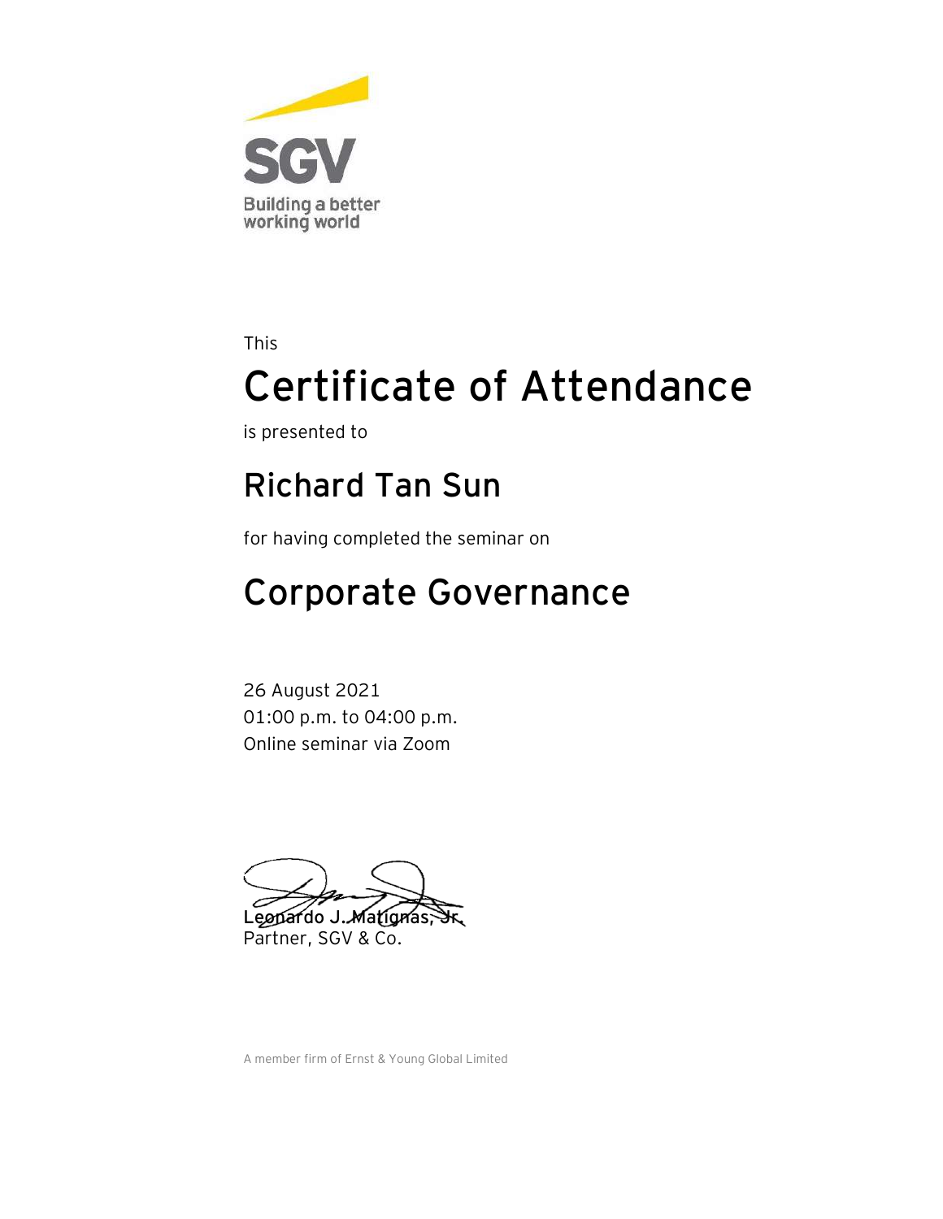SGV

Building a better working world

This

# Certificate of Attendance

is presented to

## Richard Tan Sun

for having completed the seminar on

## Corporate Governance

26 August 2021
01:00 p.m. to 04:00 p.m.
Online seminar via Zoom

**Leonardo J. Matignas, Jr.**
Partner, SGV & Co.

A member firm of Ernst & Young Global Limited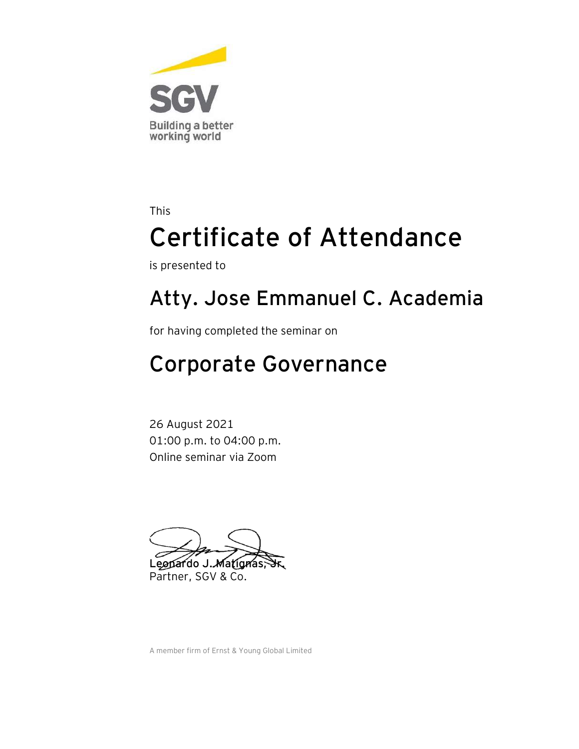SGV

Building a better working world

This

# Certificate of Attendance

is presented to

## Atty. Jose Emmanuel C. Academia

for having completed the seminar on

## Corporate Governance

26 August 2021
01:00 p.m. to 04:00 p.m.
Online seminar via Zoom

**Leonardo J. Matignas, Jr.**
Partner, SGV & Co.

A member firm of Ernst & Young Global Limited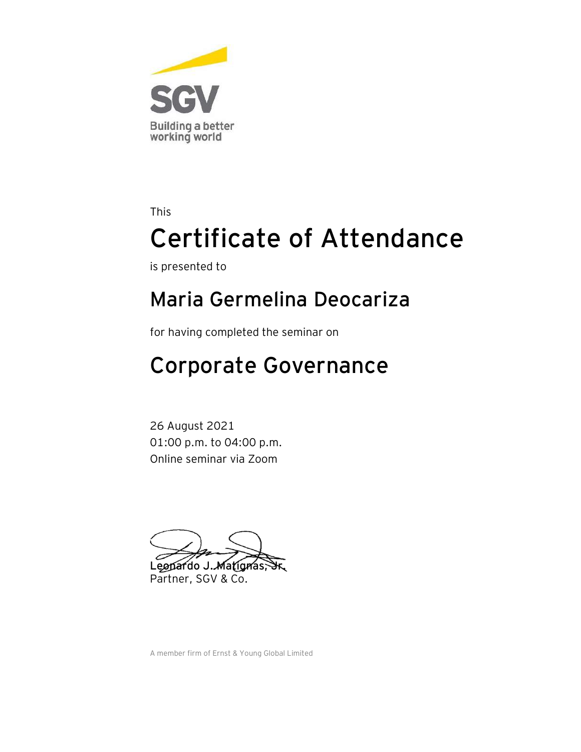SGV

Building a better working world

This

# Certificate of Attendance

is presented to

## Maria Germelina Deocariza

for having completed the seminar on

## Corporate Governance

26 August 2021
01:00 p.m. to 04:00 p.m.
Online seminar via Zoom

**Leonardo J. Matignas, Jr.**
Partner, SGV & Co.

A member firm of Ernst & Young Global Limited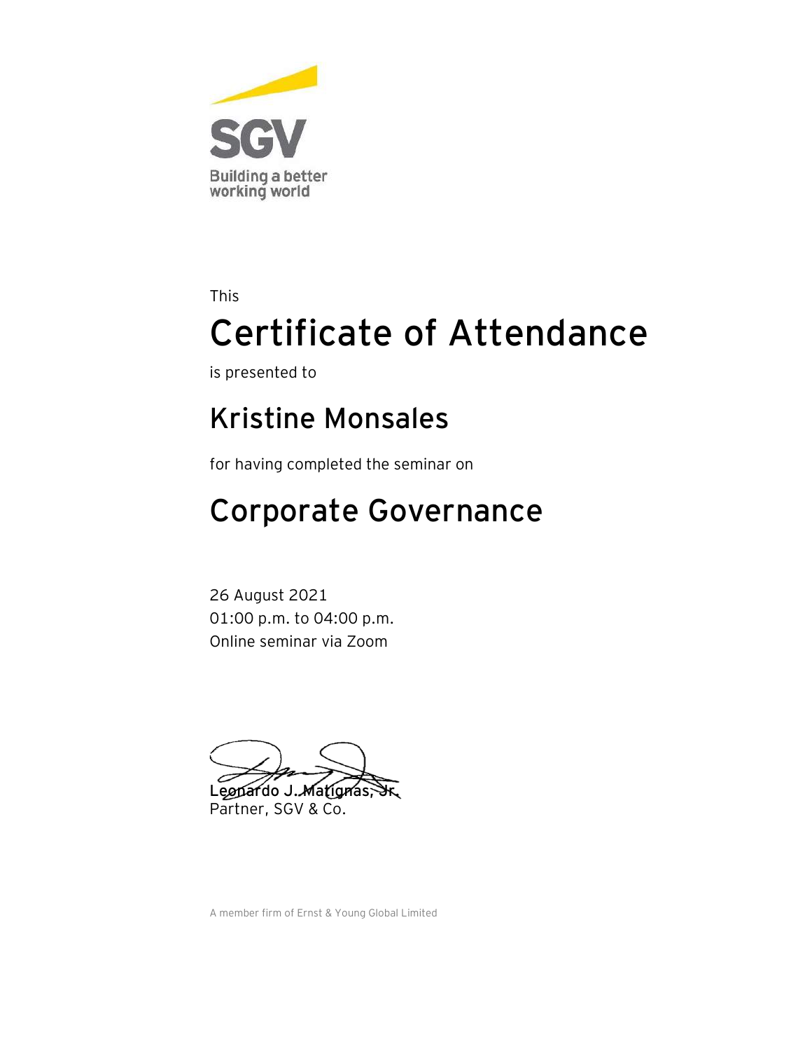SGV

Building a better working world

This

# Certificate of Attendance

is presented to

## Kristine Monsales

for having completed the seminar on

## Corporate Governance

26 August 2021
01:00 p.m. to 04:00 p.m.
Online seminar via Zoom

Leonardo J. Matignas, Jr.
Partner, SGV & Co.

A member firm of Ernst & Young Global Limited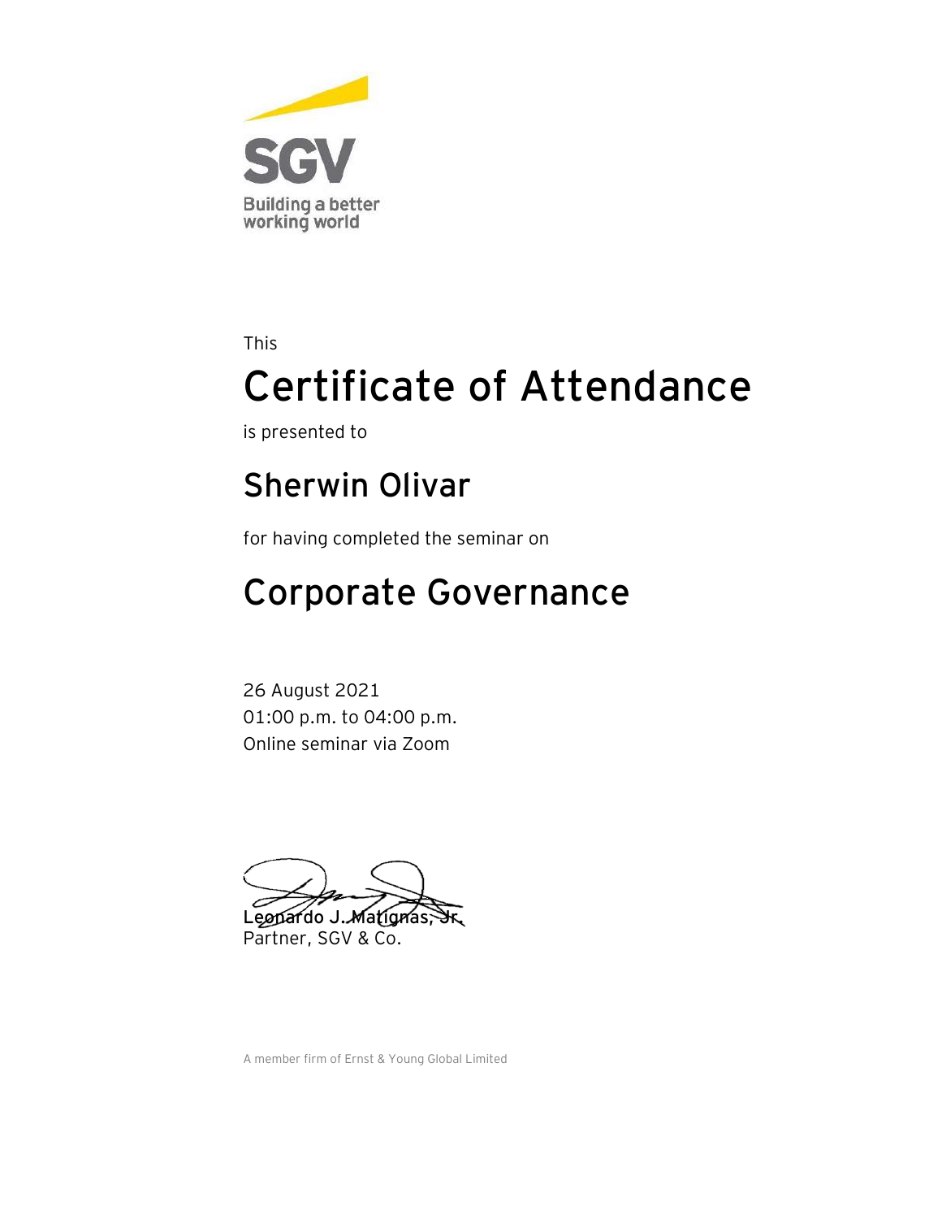SGV

Building a better working world

This

# Certificate of Attendance

is presented to

## Sherwin Olivar

for having completed the seminar on

## Corporate Governance

26 August 2021
01:00 p.m. to 04:00 p.m.
Online seminar via Zoom

**Leonardo J. Matignas, Jr.**
Partner, SGV & Co.

A member firm of Ernst & Young Global Limited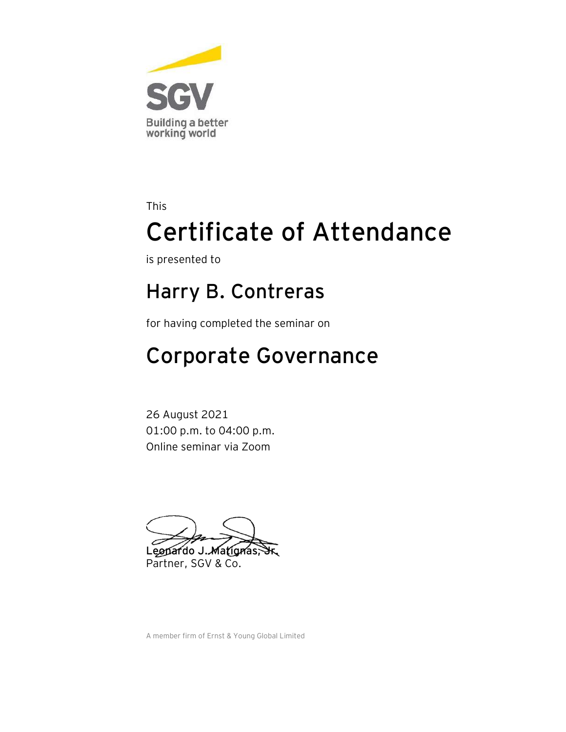SGV

Building a better working world

This

# Certificate of Attendance

is presented to

## Harry B. Contreras

for having completed the seminar on

## Corporate Governance

26 August 2021
01:00 p.m. to 04:00 p.m.
Online seminar via Zoom

Leonardo J. Matignas, Jr.
Partner, SGV & Co.

A member firm of Ernst & Young Global Limited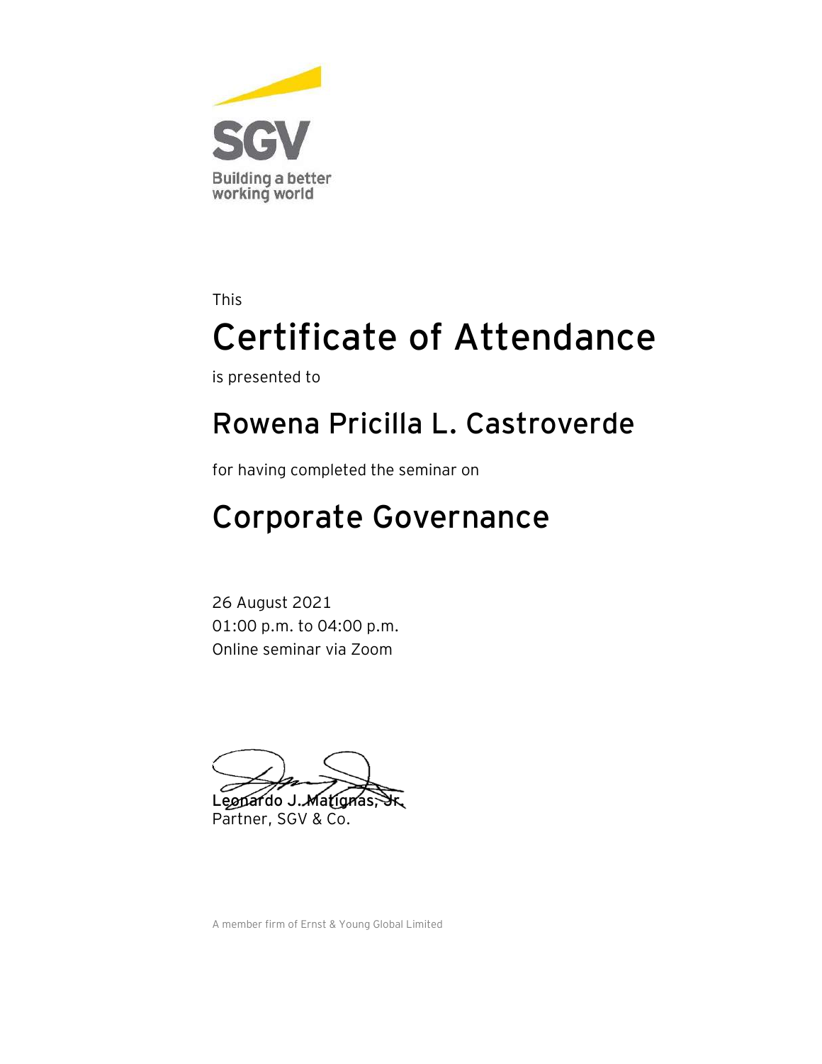SGV

Building a better working world

This

# Certificate of Attendance

is presented to

## Rowena Pricilla L. Castroverde

for having completed the seminar on

## Corporate Governance

26 August 2021
01:00 p.m. to 04:00 p.m.
Online seminar via Zoom

**Leonardo J. Matignas, Jr.**
Partner, SGV & Co.

A member firm of Ernst & Young Global Limited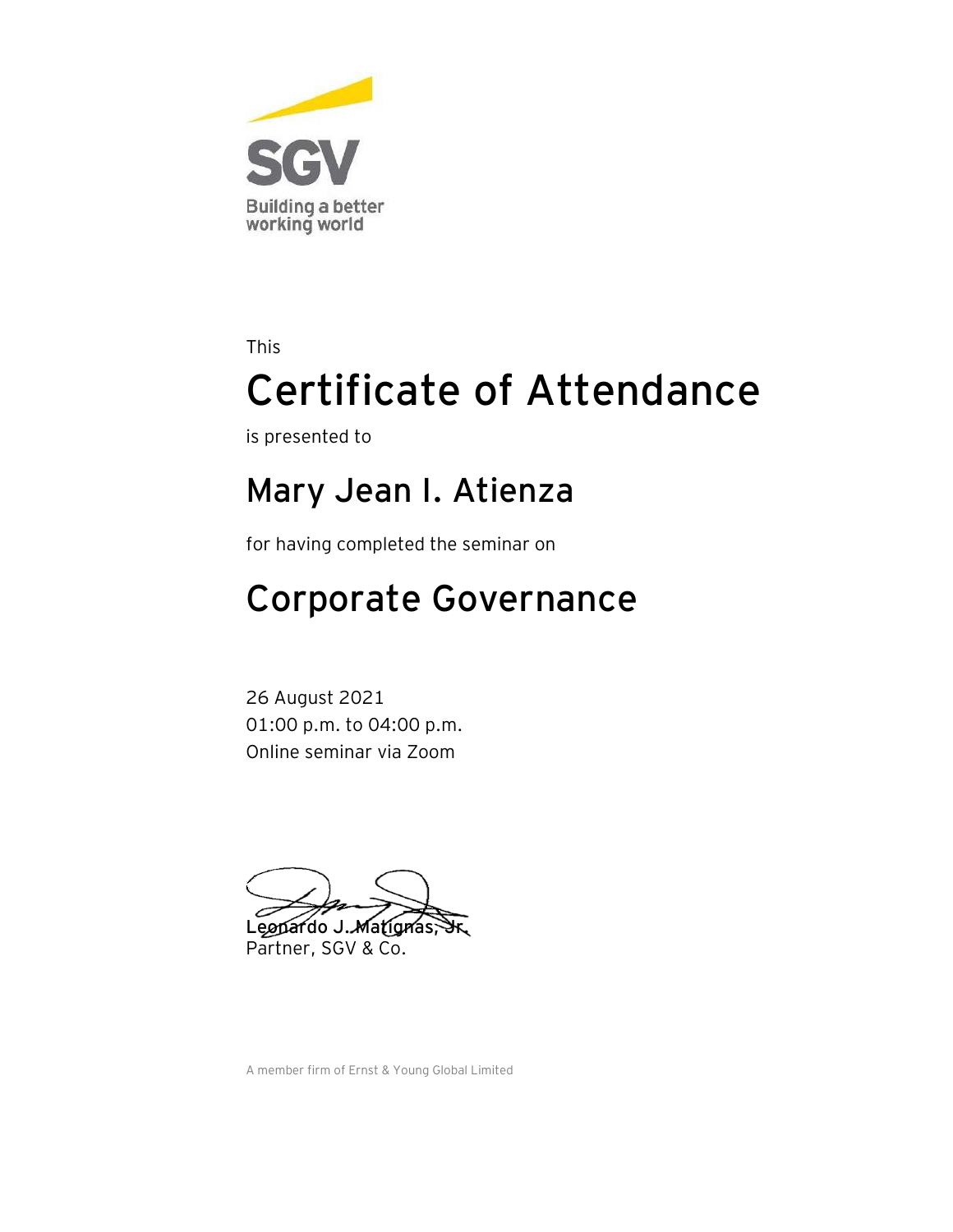SGV

Building a better working world

This

# Certificate of Attendance

is presented to

## Mary Jean I. Atienza

for having completed the seminar on

## Corporate Governance

26 August 2021
01:00 p.m. to 04:00 p.m.
Online seminar via Zoom

**Leonardo J. Matignas, Jr.**
Partner, SGV & Co.

A member firm of Ernst & Young Global Limited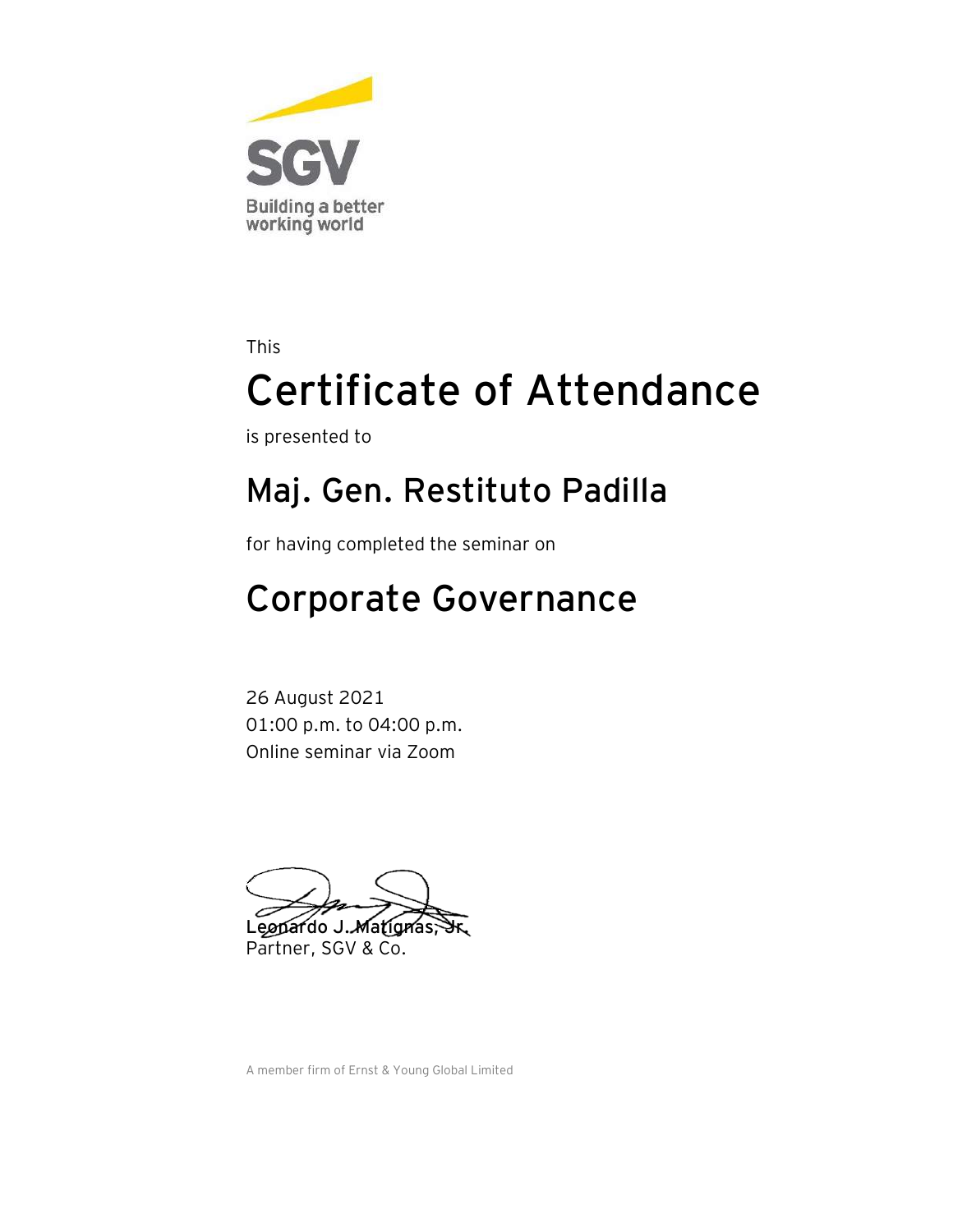SGV

Building a better working world

This

# Certificate of Attendance

is presented to

## Maj. Gen. Restituto Padilla

for having completed the seminar on

## Corporate Governance

26 August 2021
01:00 p.m. to 04:00 p.m.
Online seminar via Zoom

**Leonardo J. Matignas, Jr.**
Partner, SGV & Co.

A member firm of Ernst & Young Global Limited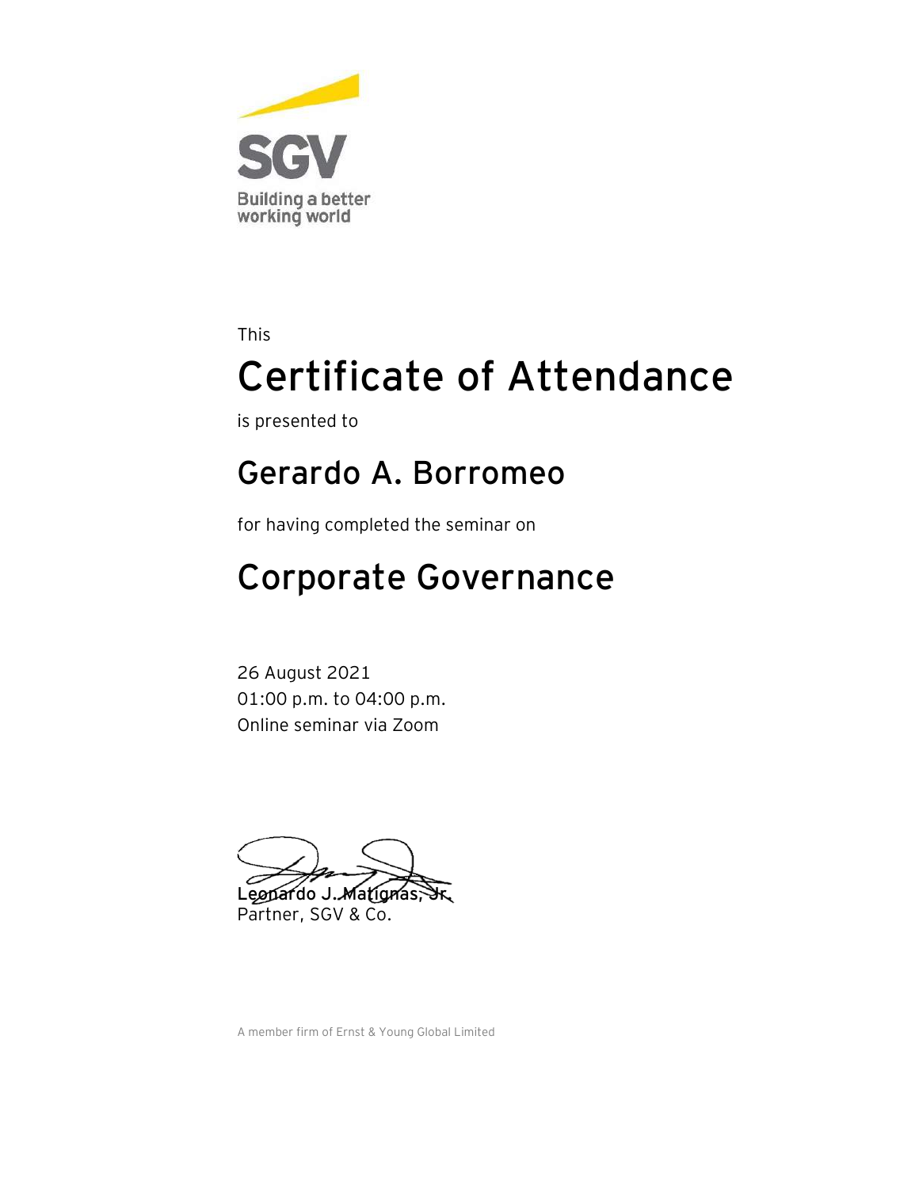SGV

Building a better working world

This

# Certificate of Attendance

is presented to

## Gerardo A. Borromeo

for having completed the seminar on

## Corporate Governance

26 August 2021
01:00 p.m. to 04:00 p.m.
Online seminar via Zoom

**Leonardo J. Matignas, Jr.**
Partner, SGV & Co.

A member firm of Ernst & Young Global Limited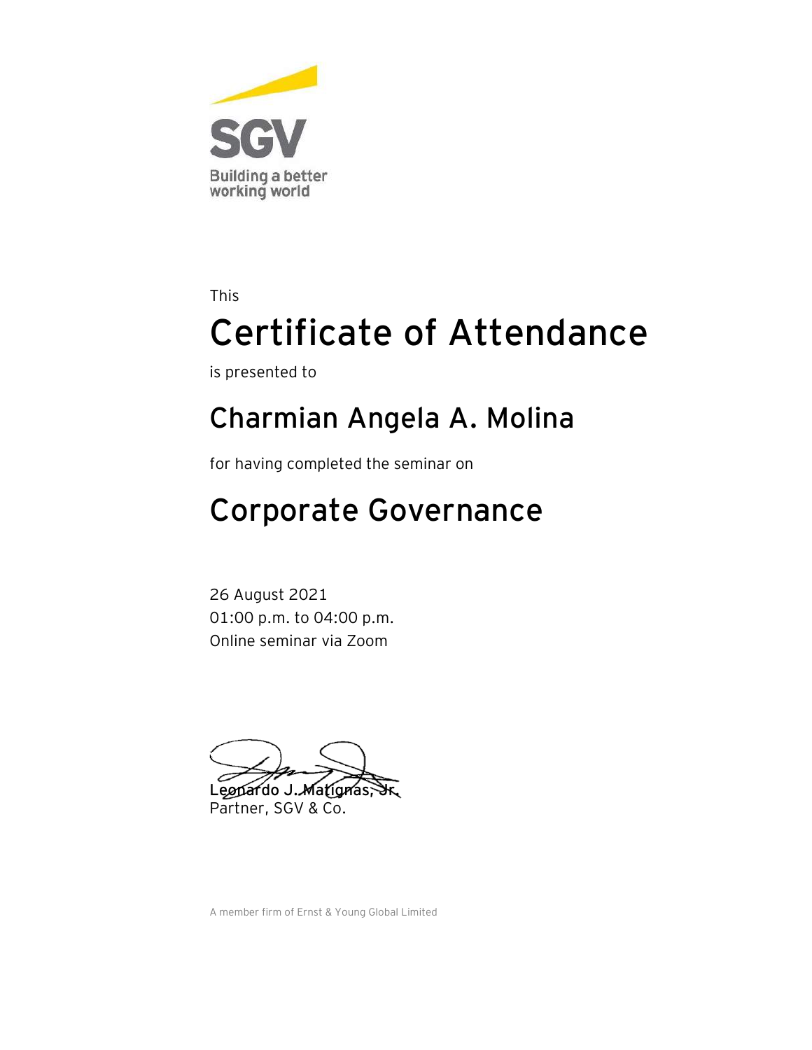SGV

Building a better working world

This

# Certificate of Attendance

is presented to

## Charmian Angela A. Molina

for having completed the seminar on

## Corporate Governance

26 August 2021
01:00 p.m. to 04:00 p.m.
Online seminar via Zoom

**Leonardo J. Matignas, Jr.**
Partner, SGV & Co.

A member firm of Ernst & Young Global Limited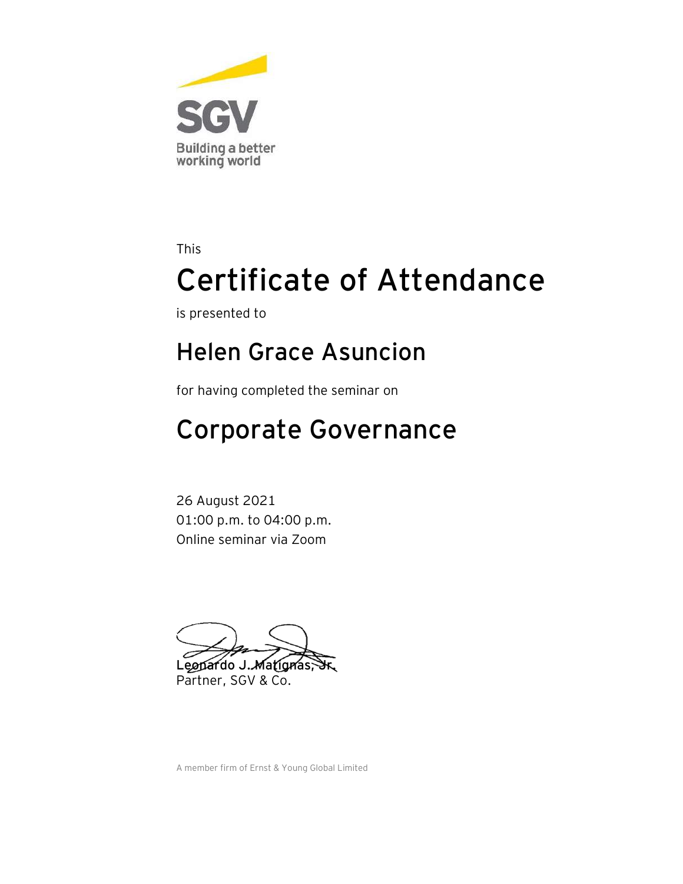SGV

Building a better working world

This

# Certificate of Attendance

is presented to

## Helen Grace Asuncion

for having completed the seminar on

# Corporate Governance

26 August 2021
01:00 p.m. to 04:00 p.m.
Online seminar via Zoom

**Leonardo J. Matignas, Jr.**
Partner, SGV & Co.

A member firm of Ernst & Young Global Limited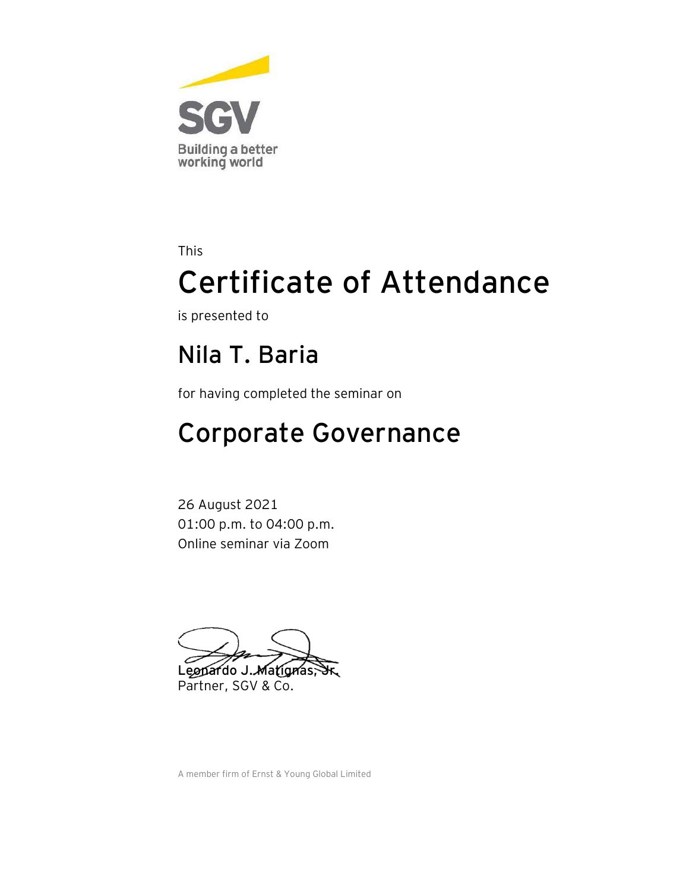SGV

Building a better working world

This

# Certificate of Attendance

is presented to

## Nila T. Baria

for having completed the seminar on

## Corporate Governance

26 August 2021
01:00 p.m. to 04:00 p.m.
Online seminar via Zoom

**Leonardo J. Matignas, Jr.**
Partner, SGV & Co.

A member firm of Ernst & Young Global Limited